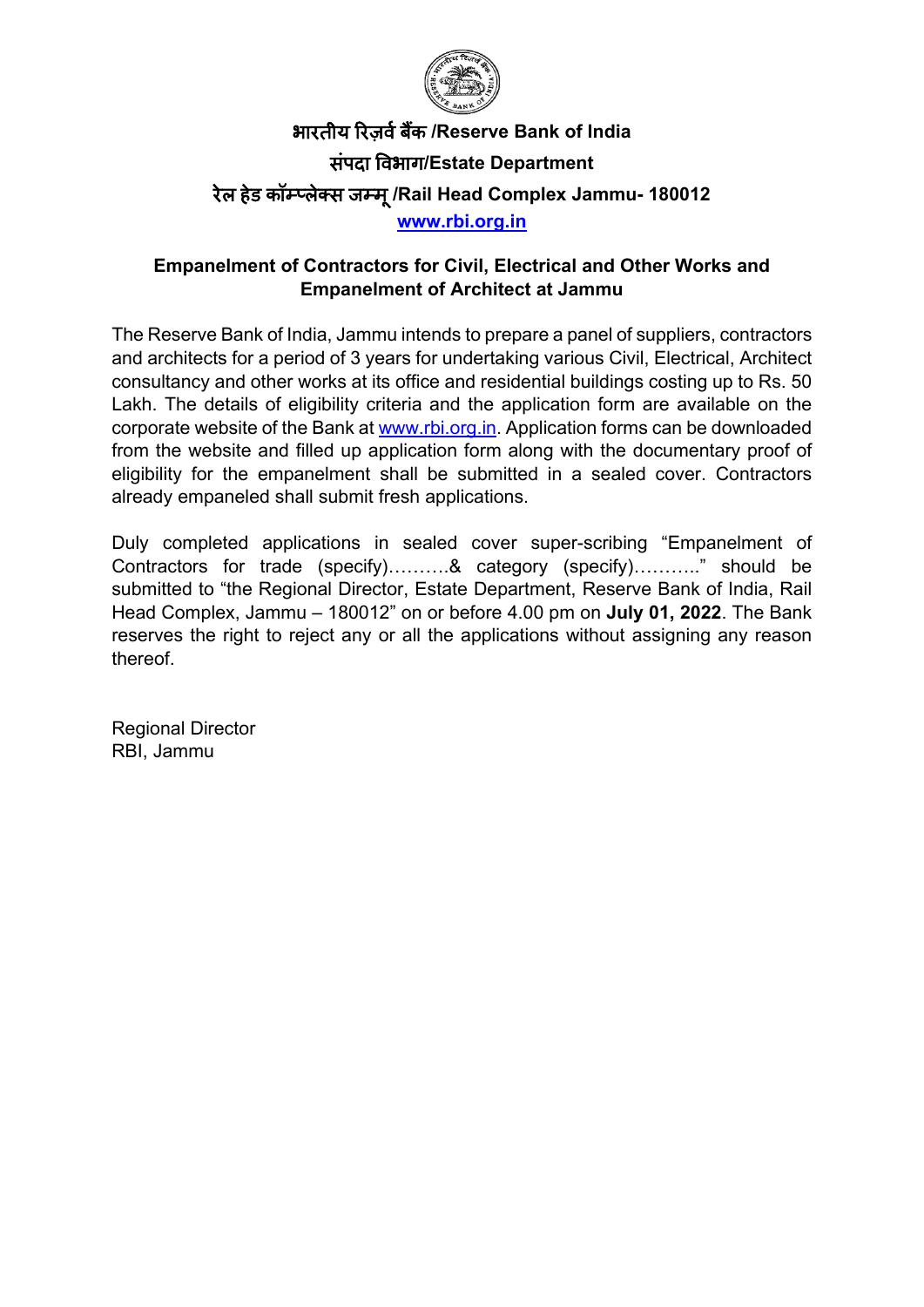**भारतीय रिज़र्व बैंक /Reserve Bank of India**

**संपदा विभाग/Estate Department**

**रेल हेड कॉम्प्लेक्स जम्मू /Rail Head Complex Jammu- 180012**

**www.rbi.org.in**

## Empanelment of Contractors for Civil, Electrical and Other Works and Empanelment of Architect at Jammu

The Reserve Bank of India, Jammu intends to prepare a panel of suppliers, contractors and architects for a period of 3 years for undertaking various Civil, Electrical, Architect consultancy and other works at its office and residential buildings costing up to Rs. 50 Lakh. The details of eligibility criteria and the application form are available on the corporate website of the Bank at www.rbi.org.in. Application forms can be downloaded from the website and filled up application form along with the documentary proof of eligibility for the empanelment shall be submitted in a sealed cover. Contractors already empaneled shall submit fresh applications.

Duly completed applications in sealed cover super-scribing "Empanelment of Contractors for trade (specify)……….& category (specify)……….." should be submitted to "the Regional Director, Estate Department, Reserve Bank of India, Rail Head Complex, Jammu – 180012" on or before 4.00 pm on **July 01, 2022**. The Bank reserves the right to reject any or all the applications without assigning any reason thereof.

Regional Director
RBI, Jammu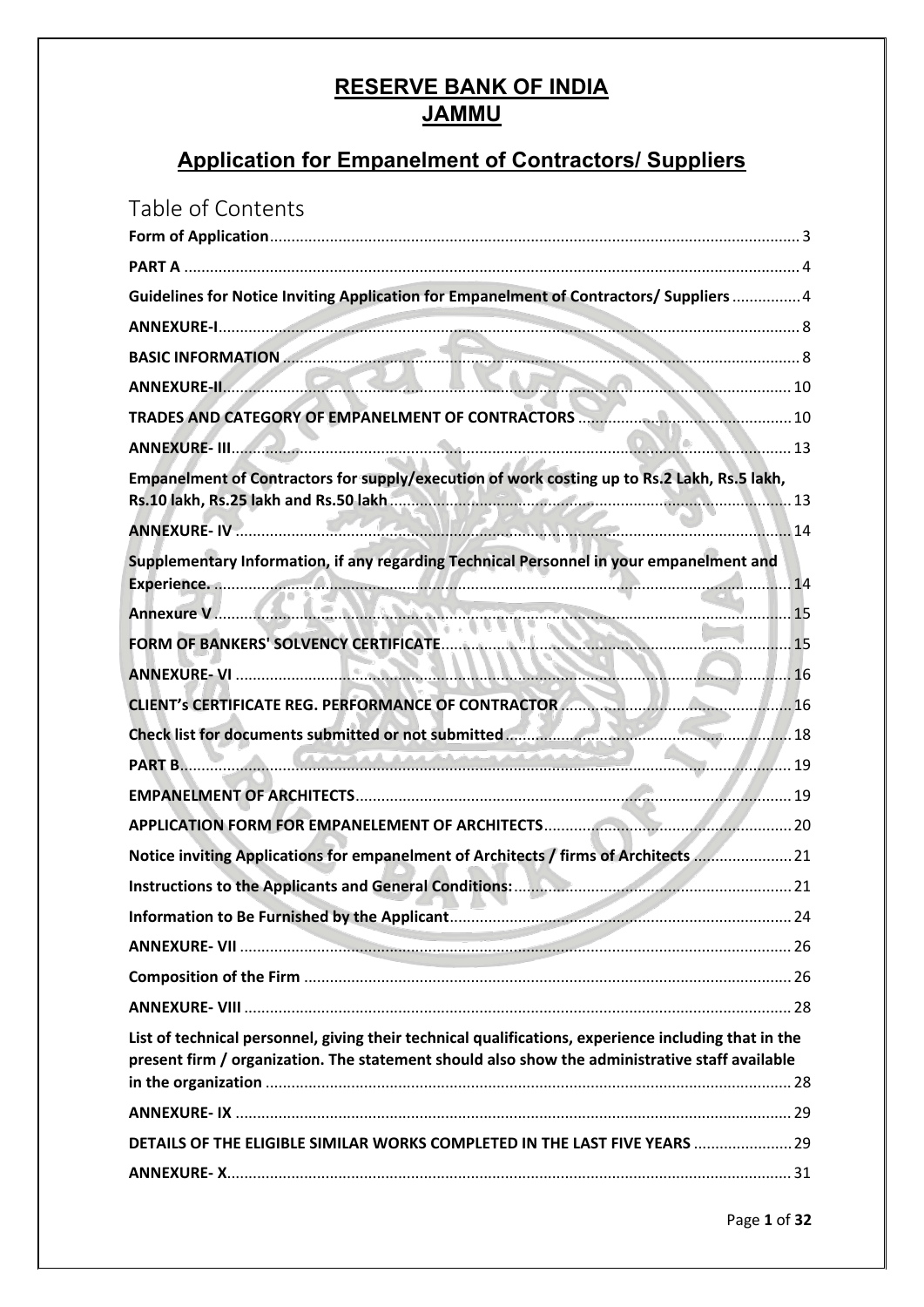# RESERVE BANK OF INDIA
# JAMMU

## Application for Empanelment of Contractors/ Suppliers

## Table of Contents

**Form of Application** .......... 3

**PART A** .......... 4

**Guidelines for Notice Inviting Application for Empanelment of Contractors/ Suppliers** .......... 4

**ANNEXURE-I** .......... 8

**BASIC INFORMATION** .......... 8

**ANNEXURE-II** .......... 10

**TRADES AND CATEGORY OF EMPANELMENT OF CONTRACTORS** .......... 10

**ANNEXURE- III** .......... 13

**Empanelment of Contractors for supply/execution of work costing up to Rs.2 Lakh, Rs.5 lakh, Rs.10 lakh, Rs.25 lakh and Rs.50 lakh** .......... 13

**ANNEXURE- IV** .......... 14

**Supplementary Information, if any regarding Technical Personnel in your empanelment and Experience.** .......... 14

**Annexure V** .......... 15

**FORM OF BANKERS' SOLVENCY CERTIFICATE** .......... 15

**ANNEXURE- VI** .......... 16

**CLIENT's CERTIFICATE REG. PERFORMANCE OF CONTRACTOR** .......... 16

**Check list for documents submitted or not submitted** .......... 18

**PART B** .......... 19

**EMPANELMENT OF ARCHITECTS** .......... 19

**APPLICATION FORM FOR EMPANELEMENT OF ARCHITECTS** .......... 20

**Notice inviting Applications for empanelment of Architects / firms of Architects** .......... 21

**Instructions to the Applicants and General Conditions:** .......... 21

**Information to Be Furnished by the Applicant** .......... 24

**ANNEXURE- VII** .......... 26

**Composition of the Firm** .......... 26

**ANNEXURE- VIII** .......... 28

**List of technical personnel, giving their technical qualifications, experience including that in the present firm / organization. The statement should also show the administrative staff available in the organization** .......... 28

**ANNEXURE- IX** .......... 29

**DETAILS OF THE ELIGIBLE SIMILAR WORKS COMPLETED IN THE LAST FIVE YEARS** .......... 29

**ANNEXURE- X** .......... 31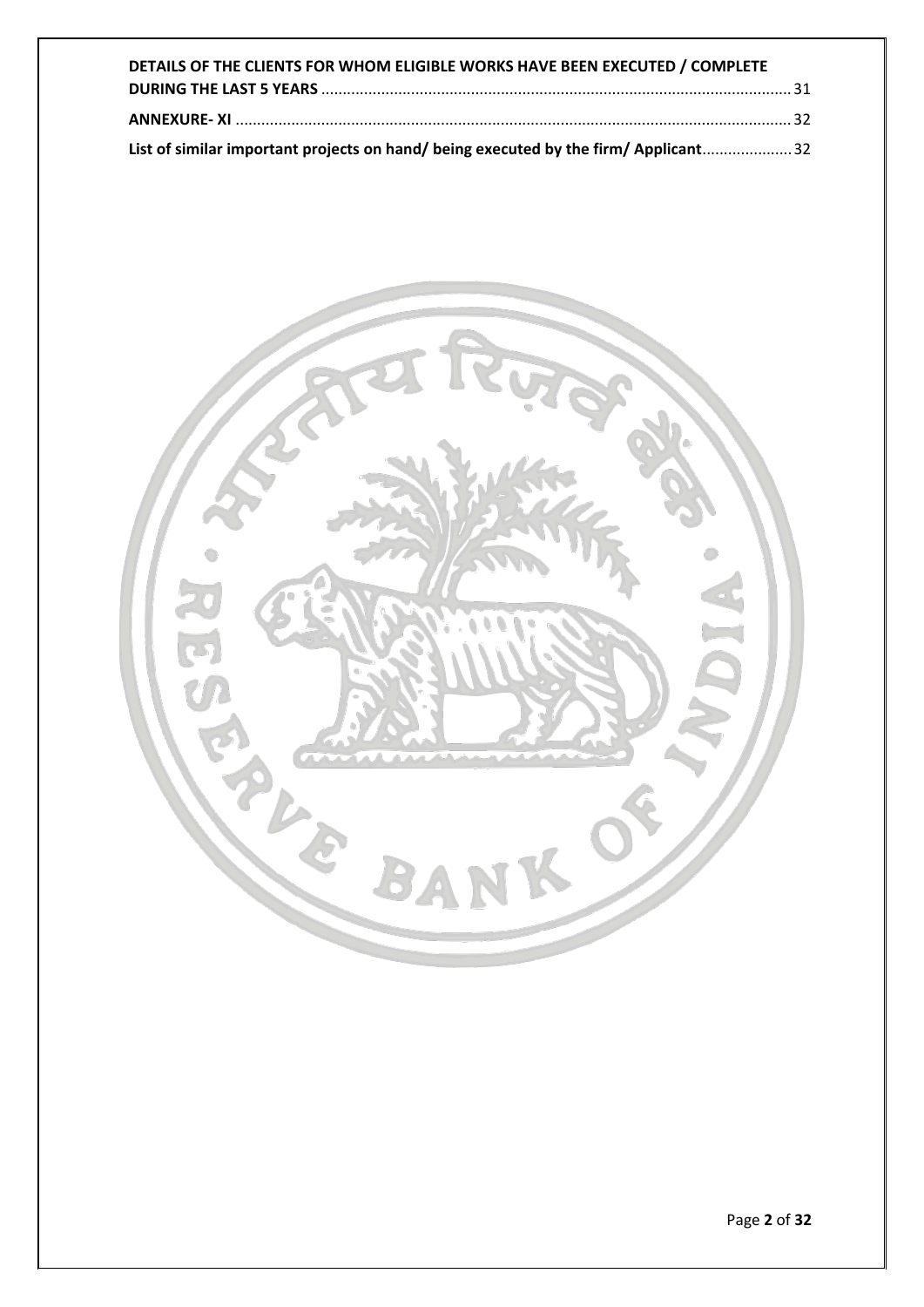**DETAILS OF THE CLIENTS FOR WHOM ELIGIBLE WORKS HAVE BEEN EXECUTED / COMPLETE DURING THE LAST 5 YEARS** ............................................................................................................ 31

**ANNEXURE- XI** ................................................................................................................................ 32

**List of similar important projects on hand/ being executed by the firm/ Applicant**..................... 32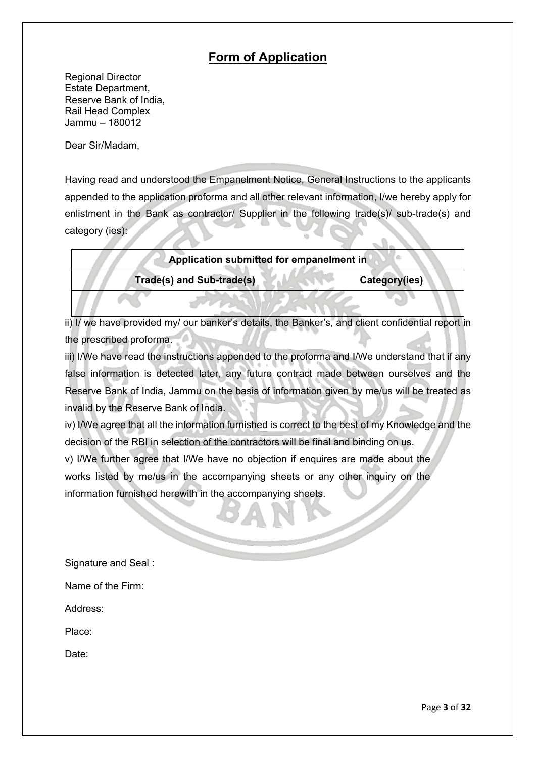# Form of Application

Regional Director
Estate Department,
Reserve Bank of India,
Rail Head Complex
Jammu – 180012

Dear Sir/Madam,

Having read and understood the Empanelment Notice, General Instructions to the applicants appended to the application proforma and all other relevant information, I/we hereby apply for enlistment in the Bank as contractor/ Supplier in the following trade(s)/ sub-trade(s) and category (ies):

| Application submitted for empanelment in | |
|---|---|
| **Trade(s) and Sub-trade(s)** | **Category(ies)** |
| | |

ii) I/ we have provided my/ our banker's details, the Banker's, and client confidential report in the prescribed proforma.

iii) I/We have read the instructions appended to the proforma and I/We understand that if any false information is detected later, any future contract made between ourselves and the Reserve Bank of India, Jammu on the basis of information given by me/us will be treated as invalid by the Reserve Bank of India.

iv) I/We agree that all the information furnished is correct to the best of my Knowledge and the decision of the RBI in selection of the contractors will be final and binding on us.

v) I/We further agree that I/We have no objection if enquires are made about the works listed by me/us in the accompanying sheets or any other inquiry on the information furnished herewith in the accompanying sheets.

Signature and Seal :

Name of the Firm:

Address:

Place:

Date: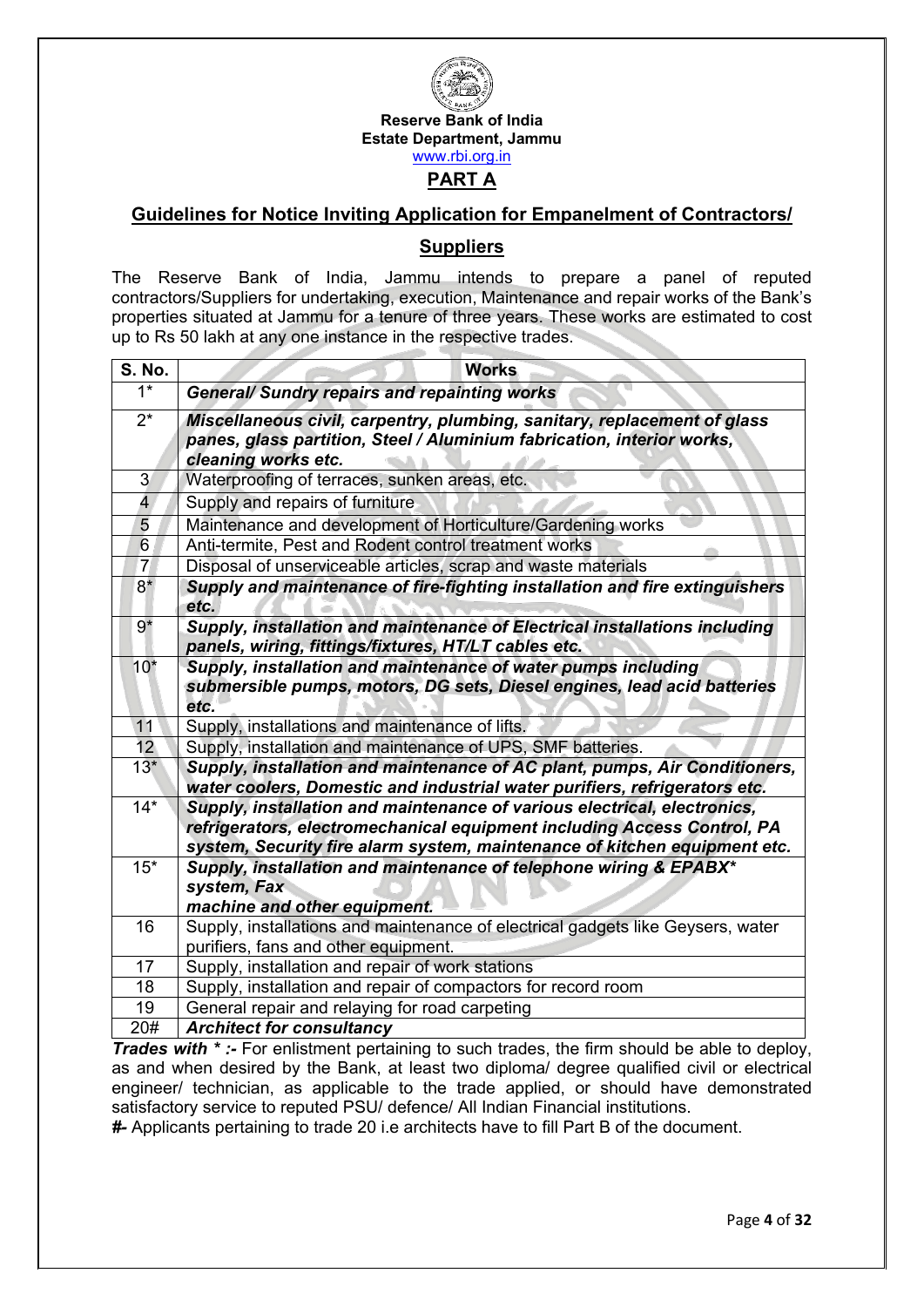**Reserve Bank of India**
**Estate Department, Jammu**
www.rbi.org.in

## PART A

## Guidelines for Notice Inviting Application for Empanelment of Contractors/ Suppliers

The Reserve Bank of India, Jammu intends to prepare a panel of reputed contractors/Suppliers for undertaking, execution, Maintenance and repair works of the Bank's properties situated at Jammu for a tenure of three years. These works are estimated to cost up to Rs 50 lakh at any one instance in the respective trades.

| S. No. | Works |
|---|---|
| 1* | ***General/ Sundry repairs and repainting works*** |
| 2* | ***Miscellaneous civil, carpentry, plumbing, sanitary, replacement of glass panes, glass partition, Steel / Aluminium fabrication, interior works, cleaning works etc.*** |
| 3 | Waterproofing of terraces, sunken areas, etc. |
| 4 | Supply and repairs of furniture |
| 5 | Maintenance and development of Horticulture/Gardening works |
| 6 | Anti-termite, Pest and Rodent control treatment works |
| 7 | Disposal of unserviceable articles, scrap and waste materials |
| 8* | ***Supply and maintenance of fire-fighting installation and fire extinguishers etc.*** |
| 9* | ***Supply, installation and maintenance of Electrical installations including panels, wiring, fittings/fixtures, HT/LT cables etc.*** |
| 10* | ***Supply, installation and maintenance of water pumps including submersible pumps, motors, DG sets, Diesel engines, lead acid batteries etc.*** |
| 11 | Supply, installations and maintenance of lifts. |
| 12 | Supply, installation and maintenance of UPS, SMF batteries. |
| 13* | ***Supply, installation and maintenance of AC plant, pumps, Air Conditioners, water coolers, Domestic and industrial water purifiers, refrigerators etc.*** |
| 14* | ***Supply, installation and maintenance of various electrical, electronics, refrigerators, electromechanical equipment including Access Control, PA system, Security fire alarm system, maintenance of kitchen equipment etc.*** |
| 15* | ***Supply, installation and maintenance of telephone wiring & EPABX* system, Fax machine and other equipment.*** |
| 16 | Supply, installations and maintenance of electrical gadgets like Geysers, water purifiers, fans and other equipment. |
| 17 | Supply, installation and repair of work stations |
| 18 | Supply, installation and repair of compactors for record room |
| 19 | General repair and relaying for road carpeting |
| 20# | ***Architect for consultancy*** |

***Trades with * :-*** For enlistment pertaining to such trades, the firm should be able to deploy, as and when desired by the Bank, at least two diploma/ degree qualified civil or electrical engineer/ technician, as applicable to the trade applied, or should have demonstrated satisfactory service to reputed PSU/ defence/ All Indian Financial institutions.

***#-*** Applicants pertaining to trade 20 i.e architects have to fill Part B of the document.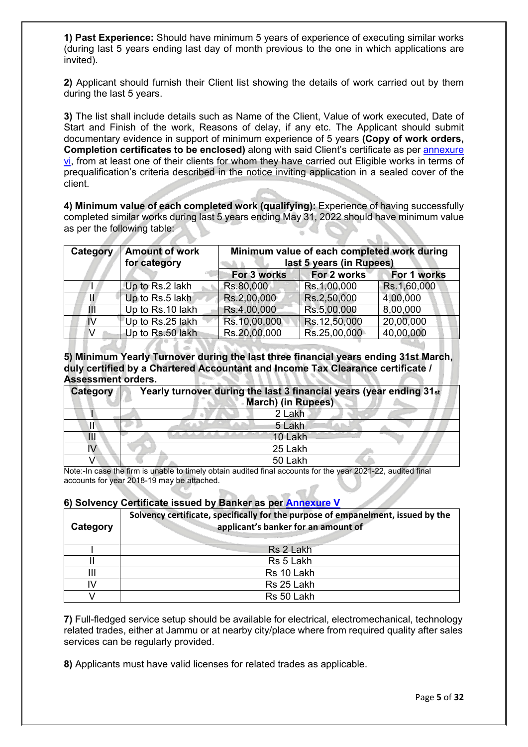**1) Past Experience:** Should have minimum 5 years of experience of executing similar works (during last 5 years ending last day of month previous to the one in which applications are invited).

**2)** Applicant should furnish their Client list showing the details of work carried out by them during the last 5 years.

**3)** The list shall include details such as Name of the Client, Value of work executed, Date of Start and Finish of the work, Reasons of delay, if any etc. The Applicant should submit documentary evidence in support of minimum experience of 5 years **(Copy of work orders, Completion certificates to be enclosed)** along with said Client's certificate as per annexure vi, from at least one of their clients for whom they have carried out Eligible works in terms of prequalification's criteria described in the notice inviting application in a sealed cover of the client.

**4) Minimum value of each completed work (qualifying):** Experience of having successfully completed similar works during last 5 years ending May 31, 2022 should have minimum value as per the following table:

| Category | Amount of work for category | Minimum value of each completed work during last 5 years (in Rupees) | | |
|---|---|---|---|---|
| | | For 3 works | For 2 works | For 1 works |
| I | Up to Rs.2 lakh | Rs.80,000 | Rs.1,00,000 | Rs.1,60,000 |
| II | Up to Rs.5 lakh | Rs.2,00,000 | Rs.2,50,000 | 4,00,000 |
| III | Up to Rs.10 lakh | Rs.4,00,000 | Rs.5,00,000 | 8,00,000 |
| IV | Up to Rs.25 lakh | Rs.10,00,000 | Rs.12,50,000 | 20,00,000 |
| V | Up to Rs.50 lakh | Rs.20,00,000 | Rs.25,00,000 | 40,00,000 |

**5) Minimum Yearly Turnover during the last three financial years ending 31st March, duly certified by a Chartered Accountant and Income Tax Clearance certificate / Assessment orders.**

| Category | Yearly turnover during the last 3 financial years (year ending 31st March) (in Rupees) |
|---|---|
| I | 2 Lakh |
| II | 5 Lakh |
| III | 10 Lakh |
| IV | 25 Lakh |
| V | 50 Lakh |

Note:-In case the firm is unable to timely obtain audited final accounts for the year 2021-22, audited final accounts for year 2018-19 may be attached.

**6) Solvency Certificate issued by Banker as per Annexure V**

| Category | Solvency certificate, specifically for the purpose of empanelment, issued by the applicant's banker for an amount of |
|---|---|
| I | Rs 2 Lakh |
| II | Rs 5 Lakh |
| III | Rs 10 Lakh |
| IV | Rs 25 Lakh |
| V | Rs 50 Lakh |

**7)** Full-fledged service setup should be available for electrical, electromechanical, technology related trades, either at Jammu or at nearby city/place where from required quality after sales services can be regularly provided.

**8)** Applicants must have valid licenses for related trades as applicable.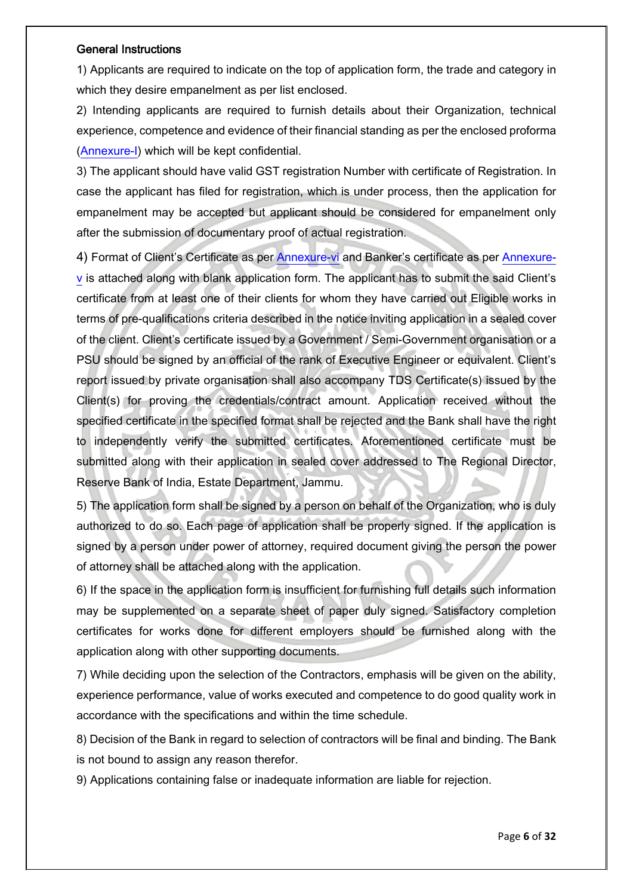**General Instructions**

1) Applicants are required to indicate on the top of application form, the trade and category in which they desire empanelment as per list enclosed.

2) Intending applicants are required to furnish details about their Organization, technical experience, competence and evidence of their financial standing as per the enclosed proforma (Annexure-I) which will be kept confidential.

3) The applicant should have valid GST registration Number with certificate of Registration. In case the applicant has filed for registration, which is under process, then the application for empanelment may be accepted but applicant should be considered for empanelment only after the submission of documentary proof of actual registration.

4) Format of Client's Certificate as per Annexure-vi and Banker's certificate as per Annexure-v is attached along with blank application form. The applicant has to submit the said Client's certificate from at least one of their clients for whom they have carried out Eligible works in terms of pre-qualifications criteria described in the notice inviting application in a sealed cover of the client. Client's certificate issued by a Government / Semi-Government organisation or a PSU should be signed by an official of the rank of Executive Engineer or equivalent. Client's report issued by private organisation shall also accompany TDS Certificate(s) issued by the Client(s) for proving the credentials/contract amount. Application received without the specified certificate in the specified format shall be rejected and the Bank shall have the right to independently verify the submitted certificates. Aforementioned certificate must be submitted along with their application in sealed cover addressed to The Regional Director, Reserve Bank of India, Estate Department, Jammu.

5) The application form shall be signed by a person on behalf of the Organization, who is duly authorized to do so. Each page of application shall be properly signed. If the application is signed by a person under power of attorney, required document giving the person the power of attorney shall be attached along with the application.

6) If the space in the application form is insufficient for furnishing full details such information may be supplemented on a separate sheet of paper duly signed. Satisfactory completion certificates for works done for different employers should be furnished along with the application along with other supporting documents.

7) While deciding upon the selection of the Contractors, emphasis will be given on the ability, experience performance, value of works executed and competence to do good quality work in accordance with the specifications and within the time schedule.

8) Decision of the Bank in regard to selection of contractors will be final and binding. The Bank is not bound to assign any reason therefor.

9) Applications containing false or inadequate information are liable for rejection.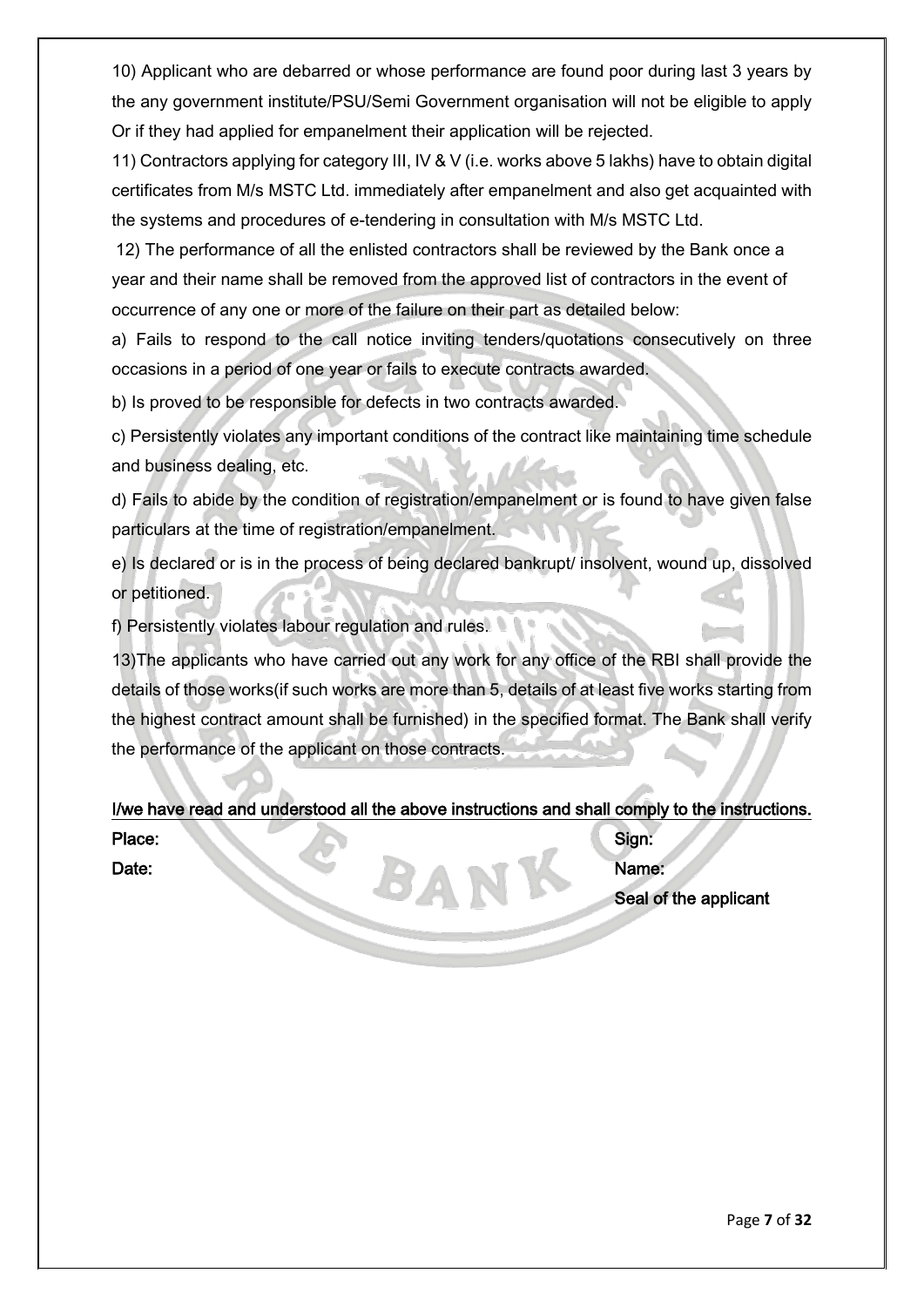10) Applicant who are debarred or whose performance are found poor during last 3 years by the any government institute/PSU/Semi Government organisation will not be eligible to apply Or if they had applied for empanelment their application will be rejected.

11) Contractors applying for category III, IV & V (i.e. works above 5 lakhs) have to obtain digital certificates from M/s MSTC Ltd. immediately after empanelment and also get acquainted with the systems and procedures of e-tendering in consultation with M/s MSTC Ltd.

12) The performance of all the enlisted contractors shall be reviewed by the Bank once a year and their name shall be removed from the approved list of contractors in the event of occurrence of any one or more of the failure on their part as detailed below:

a) Fails to respond to the call notice inviting tenders/quotations consecutively on three occasions in a period of one year or fails to execute contracts awarded.

b) Is proved to be responsible for defects in two contracts awarded.

c) Persistently violates any important conditions of the contract like maintaining time schedule and business dealing, etc.

d) Fails to abide by the condition of registration/empanelment or is found to have given false particulars at the time of registration/empanelment.

e) Is declared or is in the process of being declared bankrupt/ insolvent, wound up, dissolved or petitioned.

f) Persistently violates labour regulation and rules.

13)The applicants who have carried out any work for any office of the RBI shall provide the details of those works(if such works are more than 5, details of at least five works starting from the highest contract amount shall be furnished) in the specified format. The Bank shall verify the performance of the applicant on those contracts.

**I/we have read and understood all the above instructions and shall comply to the instructions.**

**Place:** **Sign:**

**Date:** **Name:**

**Seal of the applicant**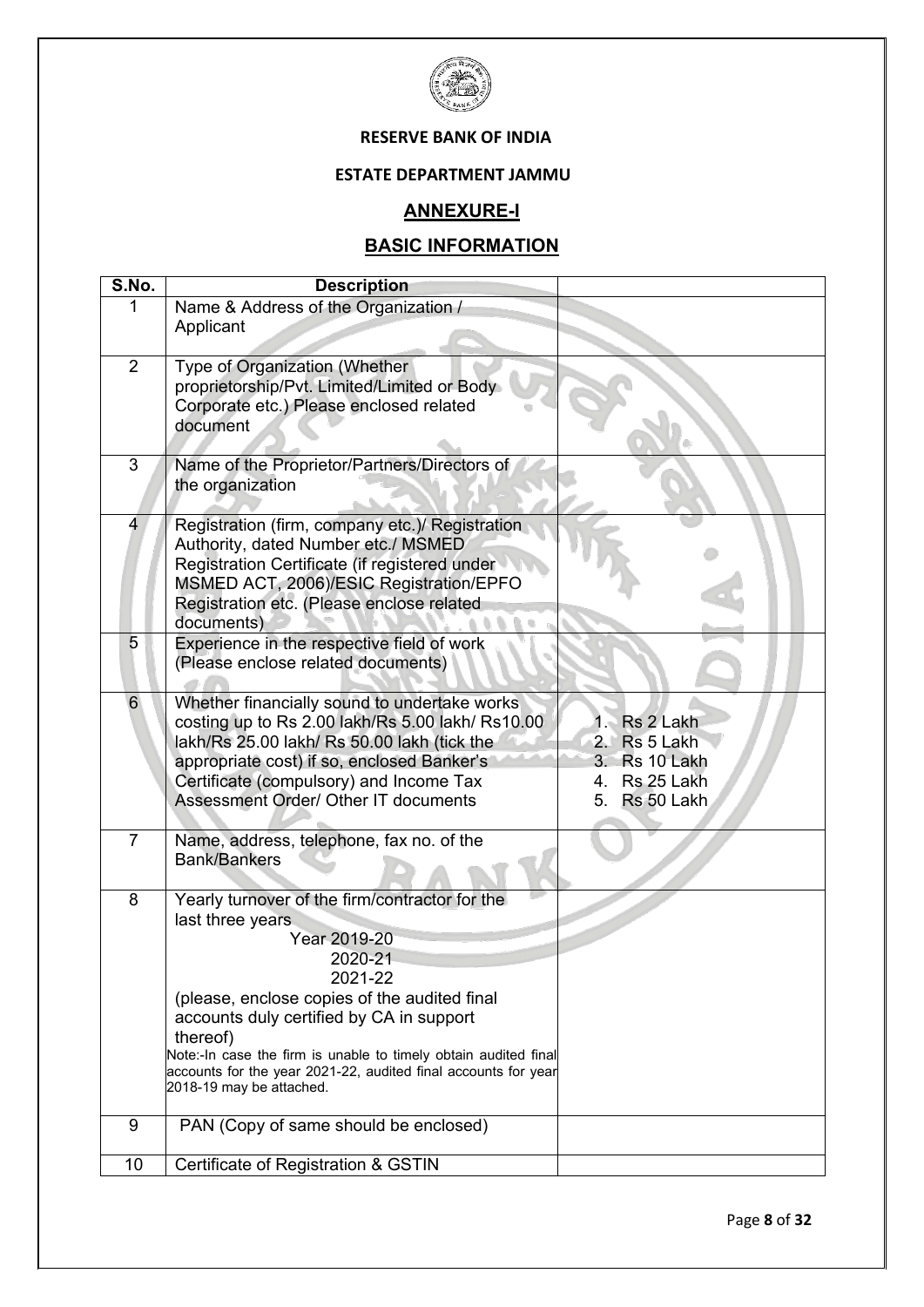**RESERVE BANK OF INDIA**

**ESTATE DEPARTMENT JAMMU**

## ANNEXURE-I

## BASIC INFORMATION

| S.No. | Description | |
|---|---|---|
| 1 | Name & Address of the Organization / Applicant | |
| 2 | Type of Organization (Whether proprietorship/Pvt. Limited/Limited or Body Corporate etc.) Please enclosed related document | |
| 3 | Name of the Proprietor/Partners/Directors of the organization | |
| 4 | Registration (firm, company etc.)/ Registration Authority, dated Number etc./ MSMED Registration Certificate (if registered under MSMED ACT, 2006)/ESIC Registration/EPFO Registration etc. (Please enclose related documents) | |
| 5 | Experience in the respective field of work (Please enclose related documents) | |
| 6 | Whether financially sound to undertake works costing up to Rs 2.00 lakh/Rs 5.00 lakh/ Rs10.00 lakh/Rs 25.00 lakh/ Rs 50.00 lakh (tick the appropriate cost) if so, enclosed Banker's Certificate (compulsory) and Income Tax Assessment Order/ Other IT documents | 1. Rs 2 Lakh<br>2. Rs 5 Lakh<br>3. Rs 10 Lakh<br>4. Rs 25 Lakh<br>5. Rs 50 Lakh |
| 7 | Name, address, telephone, fax no. of the Bank/Bankers | |
| 8 | Yearly turnover of the firm/contractor for the last three years<br>Year 2019-20<br>2020-21<br>2021-22<br>(please, enclose copies of the audited final accounts duly certified by CA in support thereof)<br>Note:-In case the firm is unable to timely obtain audited final accounts for the year 2021-22, audited final accounts for year 2018-19 may be attached. | |
| 9 | PAN (Copy of same should be enclosed) | |
| 10 | Certificate of Registration & GSTIN | |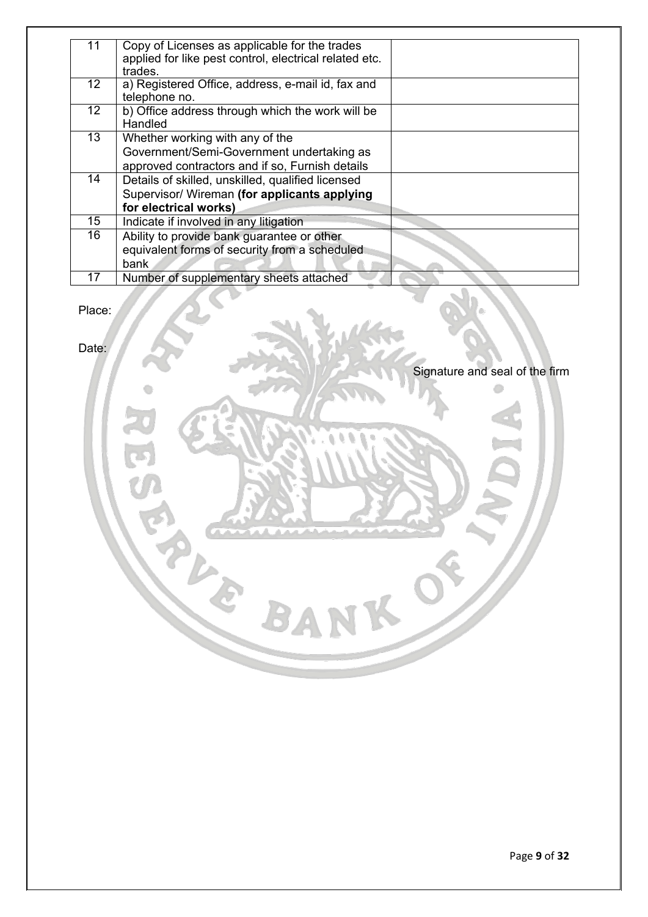| | | |
|---|---|---|
| 11 | Copy of Licenses as applicable for the trades applied for like pest control, electrical related etc. trades. | |
| 12 | a) Registered Office, address, e-mail id, fax and telephone no. | |
| 12 | b) Office address through which the work will be Handled | |
| 13 | Whether working with any of the Government/Semi-Government undertaking as approved contractors and if so, Furnish details | |
| 14 | Details of skilled, unskilled, qualified licensed Supervisor/ Wireman **(for applicants applying for electrical works)** | |
| 15 | Indicate if involved in any litigation | |
| 16 | Ability to provide bank guarantee or other equivalent forms of security from a scheduled bank | |
| 17 | Number of supplementary sheets attached | |

Place:

Date:

Signature and seal of the firm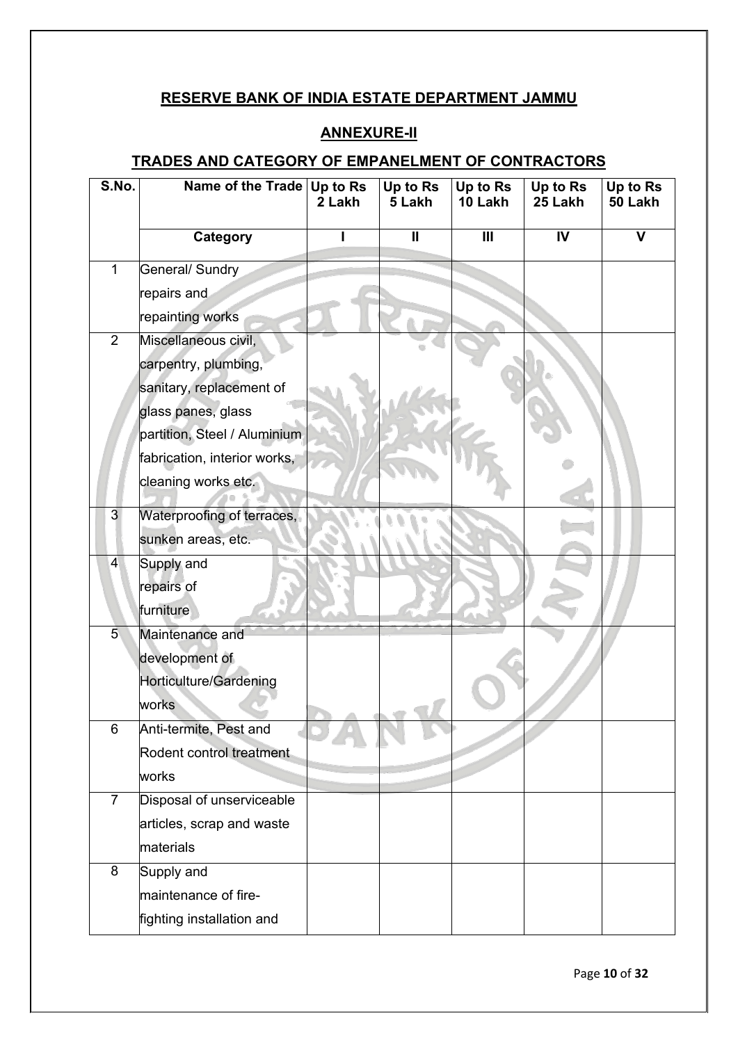## RESERVE BANK OF INDIA ESTATE DEPARTMENT JAMMU

## ANNEXURE-II

## TRADES AND CATEGORY OF EMPANELMENT OF CONTRACTORS

| S.No. | Name of the Trade | Up to Rs 2 Lakh | Up to Rs 5 Lakh | Up to Rs 10 Lakh | Up to Rs 25 Lakh | Up to Rs 50 Lakh |
|---|---|---|---|---|---|---|
| | **Category** | **I** | **II** | **III** | **IV** | **V** |
| 1 | General/ Sundry repairs and repainting works | | | | | |
| 2 | Miscellaneous civil, carpentry, plumbing, sanitary, replacement of glass panes, glass partition, Steel / Aluminium fabrication, interior works, cleaning works etc. | | | | | |
| 3 | Waterproofing of terraces, sunken areas, etc. | | | | | |
| 4 | Supply and repairs of furniture | | | | | |
| 5 | Maintenance and development of Horticulture/Gardening works | | | | | |
| 6 | Anti-termite, Pest and Rodent control treatment works | | | | | |
| 7 | Disposal of unserviceable articles, scrap and waste materials | | | | | |
| 8 | Supply and maintenance of fire-fighting installation and | | | | | |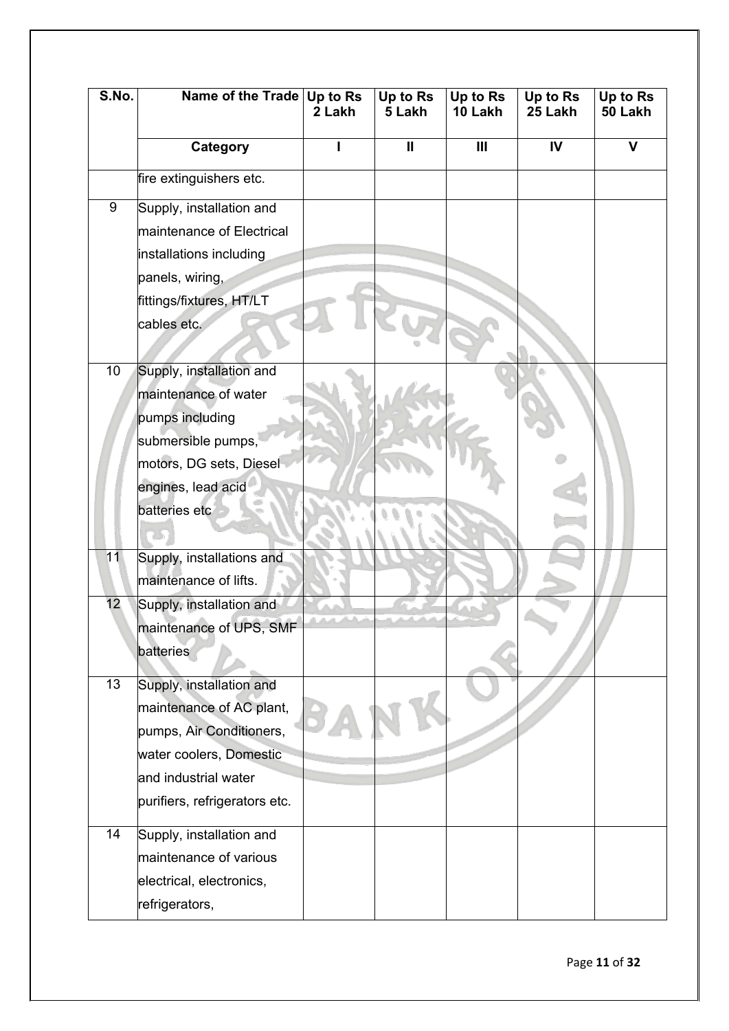| S.No. | Name of the Trade | Up to Rs 2 Lakh | Up to Rs 5 Lakh | Up to Rs 10 Lakh | Up to Rs 25 Lakh | Up to Rs 50 Lakh |
|---|---|---|---|---|---|---|
| | Category | I | II | III | IV | V |
| | fire extinguishers etc. | | | | | |
| 9 | Supply, installation and maintenance of Electrical installations including panels, wiring, fittings/fixtures, HT/LT cables etc. | | | | | |
| 10 | Supply, installation and maintenance of water pumps including submersible pumps, motors, DG sets, Diesel engines, lead acid batteries etc | | | | | |
| 11 | Supply, installations and maintenance of lifts. | | | | | |
| 12 | Supply, installation and maintenance of UPS, SMF batteries | | | | | |
| 13 | Supply, installation and maintenance of AC plant, pumps, Air Conditioners, water coolers, Domestic and industrial water purifiers, refrigerators etc. | | | | | |
| 14 | Supply, installation and maintenance of various electrical, electronics, refrigerators, | | | | | |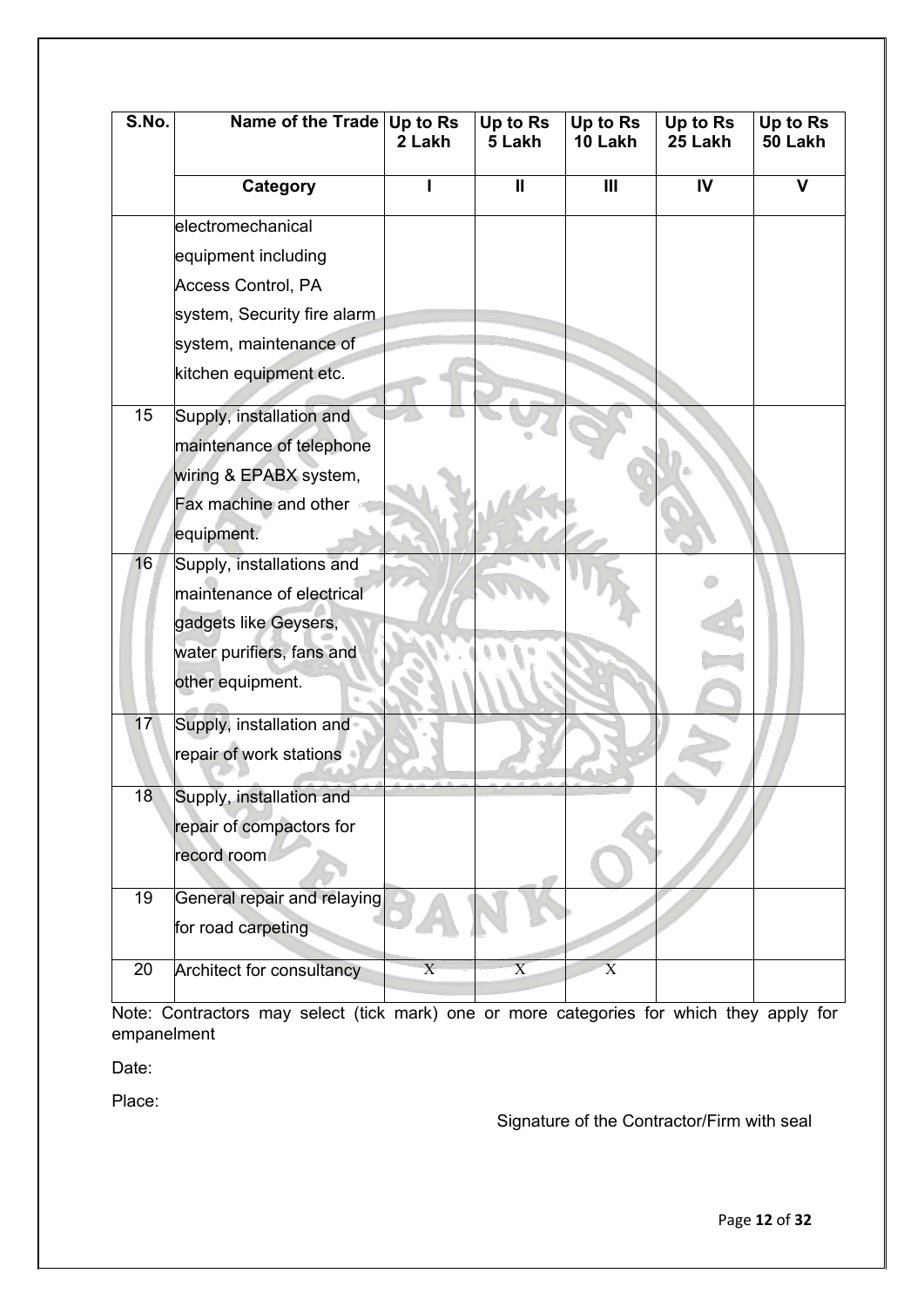| S.No. | Name of the Trade | Up to Rs 2 Lakh | Up to Rs 5 Lakh | Up to Rs 10 Lakh | Up to Rs 25 Lakh | Up to Rs 50 Lakh |
|---|---|---|---|---|---|---|
| | **Category** | **I** | **II** | **III** | **IV** | **V** |
| | electromechanical equipment including Access Control, PA system, Security fire alarm system, maintenance of kitchen equipment etc. | | | | | |
| 15 | Supply, installation and maintenance of telephone wiring & EPABX system, Fax machine and other equipment. | | | | | |
| 16 | Supply, installations and maintenance of electrical gadgets like Geysers, water purifiers, fans and other equipment. | | | | | |
| 17 | Supply, installation and repair of work stations | | | | | |
| 18 | Supply, installation and repair of compactors for record room | | | | | |
| 19 | General repair and relaying for road carpeting | | | | | |
| 20 | Architect for consultancy | X | X | X | | |

Note: Contractors may select (tick mark) one or more categories for which they apply for empanelment

Date:

Place:

Signature of the Contractor/Firm with seal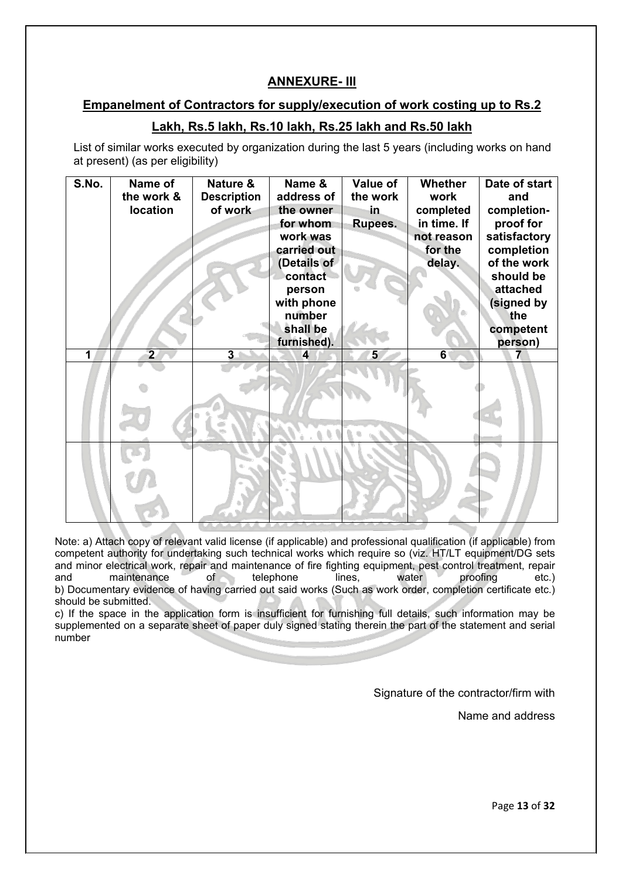## ANNEXURE- III

## Empanelment of Contractors for supply/execution of work costing up to Rs.2 Lakh, Rs.5 lakh, Rs.10 lakh, Rs.25 lakh and Rs.50 lakh

List of similar works executed by organization during the last 5 years (including works on hand at present) (as per eligibility)

| S.No. | Name of the work & location | Nature & Description of work | Name & address of the owner for whom work was carried out (Details of contact person with phone number shall be furnished). | Value of the work in Rupees. | Whether work completed in time. If not reason for the delay. | Date of start and completion- proof for satisfactory completion of the work should be attached (signed by the competent person) |
|---|---|---|---|---|---|---|
| 1 | 2 | 3 | 4 | 5 | 6 | 7 |
| | | | | | | |
| | | | | | | |

Note: a) Attach copy of relevant valid license (if applicable) and professional qualification (if applicable) from competent authority for undertaking such technical works which require so (viz. HT/LT equipment/DG sets and minor electrical work, repair and maintenance of fire fighting equipment, pest control treatment, repair and maintenance of telephone lines, water proofing etc.)

b) Documentary evidence of having carried out said works (Such as work order, completion certificate etc.) should be submitted.

c) If the space in the application form is insufficient for furnishing full details, such information may be supplemented on a separate sheet of paper duly signed stating therein the part of the statement and serial number

Signature of the contractor/firm with

Name and address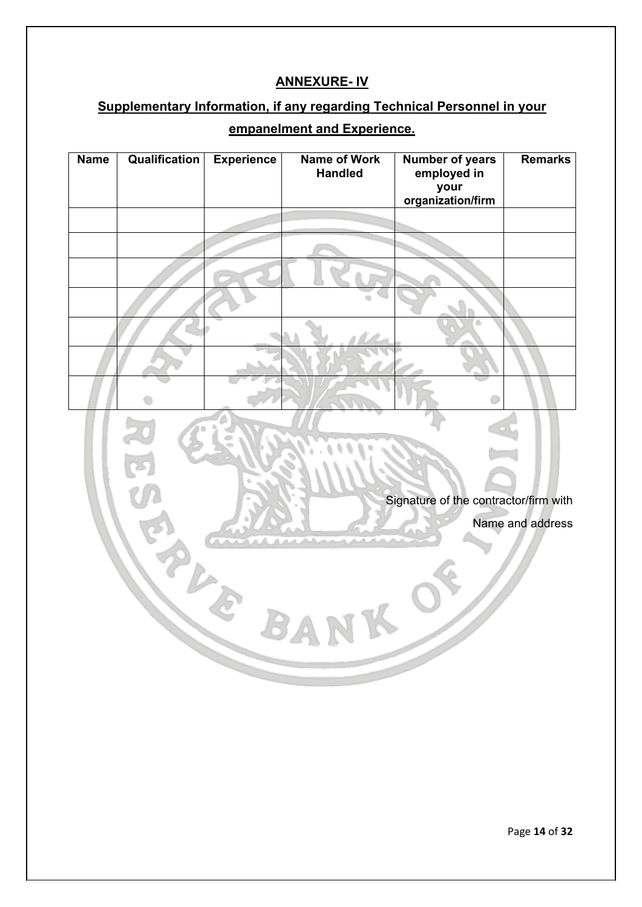## ANNEXURE- IV

## Supplementary Information, if any regarding Technical Personnel in your empanelment and Experience.

| Name | Qualification | Experience | Name of Work Handled | Number of years employed in your organization/firm | Remarks |
|---|---|---|---|---|---|
| | | | | | |
| | | | | | |
| | | | | | |
| | | | | | |
| | | | | | |
| | | | | | |
| | | | | | |

Signature of the contractor/firm with

Name and address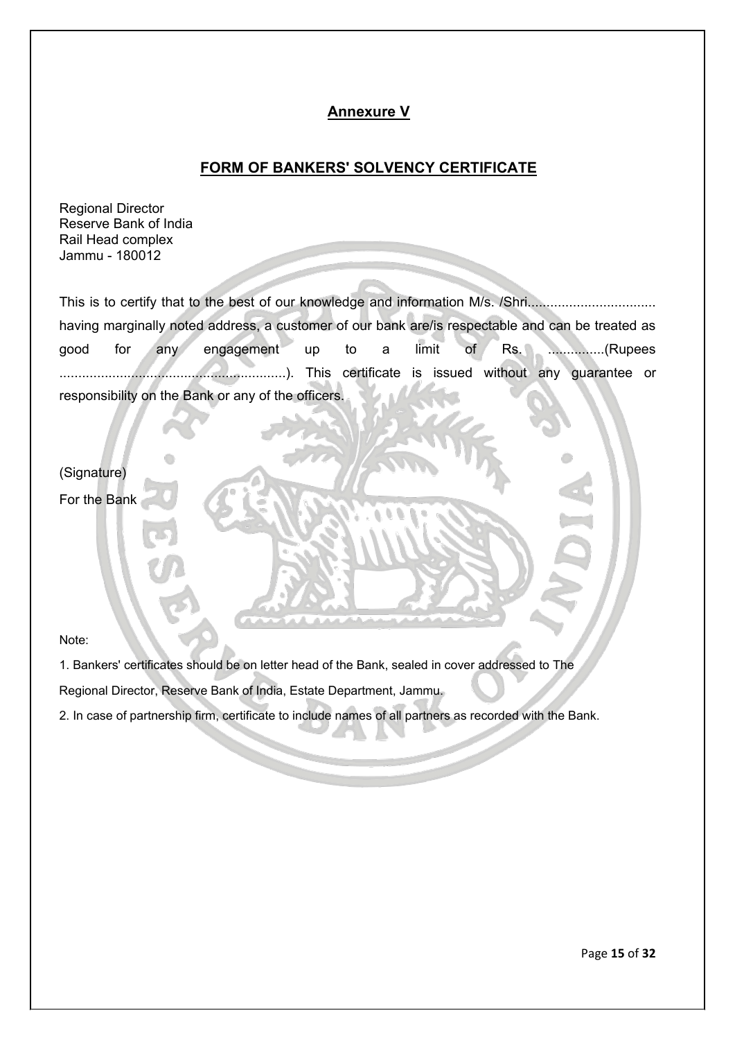## Annexure V

## FORM OF BANKERS' SOLVENCY CERTIFICATE

Regional Director
Reserve Bank of India
Rail Head complex
Jammu - 180012

This is to certify that to the best of our knowledge and information M/s. /Shri.................................. having marginally noted address, a customer of our bank are/is respectable and can be treated as good for any engagement up to a limit of Rs. ...............(Rupees ............................................................). This certificate is issued without any guarantee or responsibility on the Bank or any of the officers.

(Signature)

For the Bank

Note:

1. Bankers' certificates should be on letter head of the Bank, sealed in cover addressed to The Regional Director, Reserve Bank of India, Estate Department, Jammu.

2. In case of partnership firm, certificate to include names of all partners as recorded with the Bank.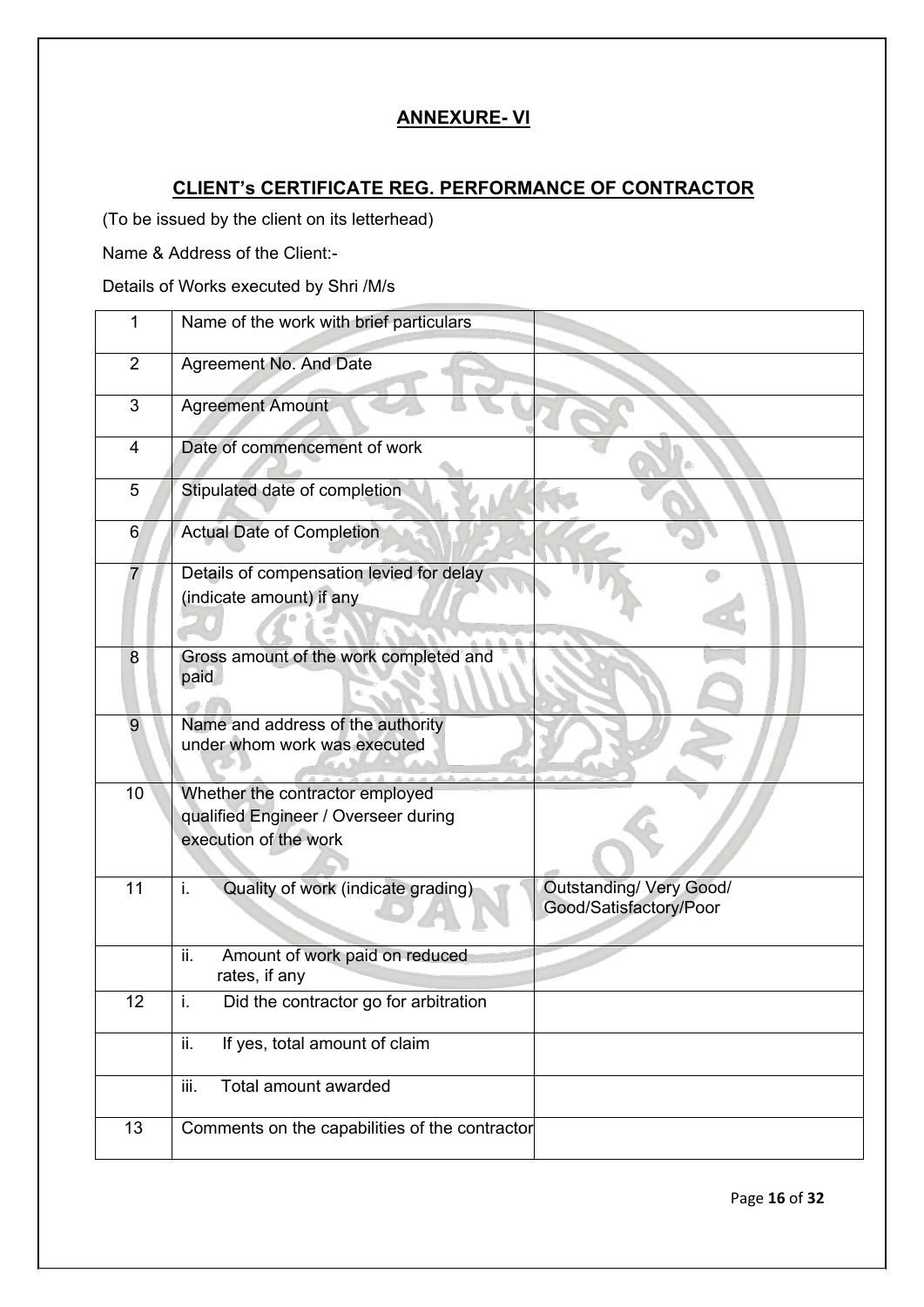## ANNEXURE- VI

## CLIENT's CERTIFICATE REG. PERFORMANCE OF CONTRACTOR

(To be issued by the client on its letterhead)

Name & Address of the Client:-

Details of Works executed by Shri /M/s

| | | |
|---|---|---|
| 1 | Name of the work with brief particulars | |
| 2 | Agreement No. And Date | |
| 3 | Agreement Amount | |
| 4 | Date of commencement of work | |
| 5 | Stipulated date of completion | |
| 6 | Actual Date of Completion | |
| 7 | Details of compensation levied for delay (indicate amount) if any | |
| 8 | Gross amount of the work completed and paid | |
| 9 | Name and address of the authority under whom work was executed | |
| 10 | Whether the contractor employed qualified Engineer / Overseer during execution of the work | |
| 11 | i. Quality of work (indicate grading) | Outstanding/ Very Good/ Good/Satisfactory/Poor |
| | ii. Amount of work paid on reduced rates, if any | |
| 12 | i. Did the contractor go for arbitration | |
| | ii. If yes, total amount of claim | |
| | iii. Total amount awarded | |
| 13 | Comments on the capabilities of the contractor | |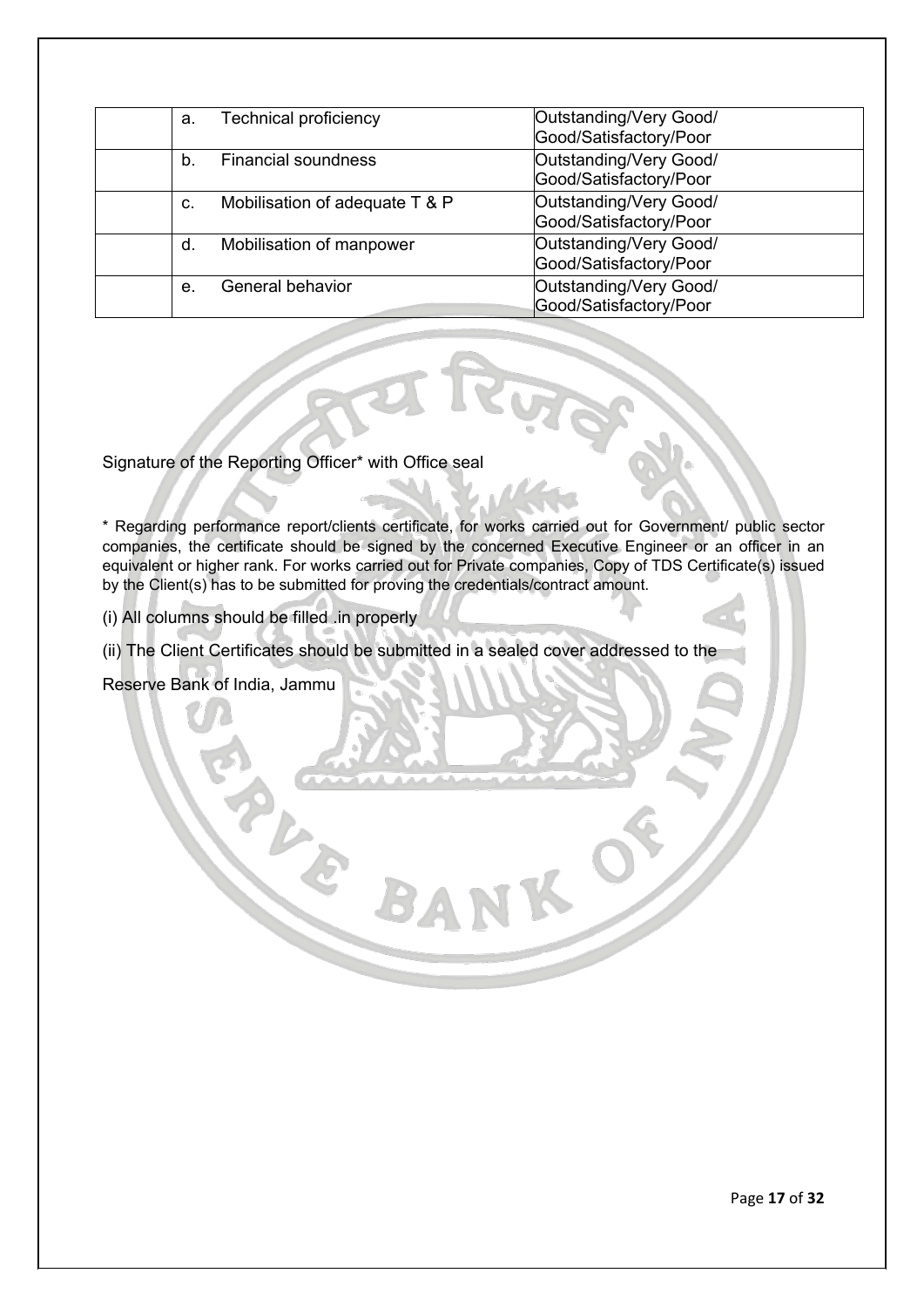| | | |
|---|---|---|
| | a. Technical proficiency | Outstanding/Very Good/ Good/Satisfactory/Poor |
| | b. Financial soundness | Outstanding/Very Good/ Good/Satisfactory/Poor |
| | c. Mobilisation of adequate T & P | Outstanding/Very Good/ Good/Satisfactory/Poor |
| | d. Mobilisation of manpower | Outstanding/Very Good/ Good/Satisfactory/Poor |
| | e. General behavior | Outstanding/Very Good/ Good/Satisfactory/Poor |

Signature of the Reporting Officer* with Office seal

* Regarding performance report/clients certificate, for works carried out for Government/ public sector companies, the certificate should be signed by the concerned Executive Engineer or an officer in an equivalent or higher rank. For works carried out for Private companies, Copy of TDS Certificate(s) issued by the Client(s) has to be submitted for proving the credentials/contract amount.

(i) All columns should be filled .in properly

(ii) The Client Certificates should be submitted in a sealed cover addressed to the

Reserve Bank of India, Jammu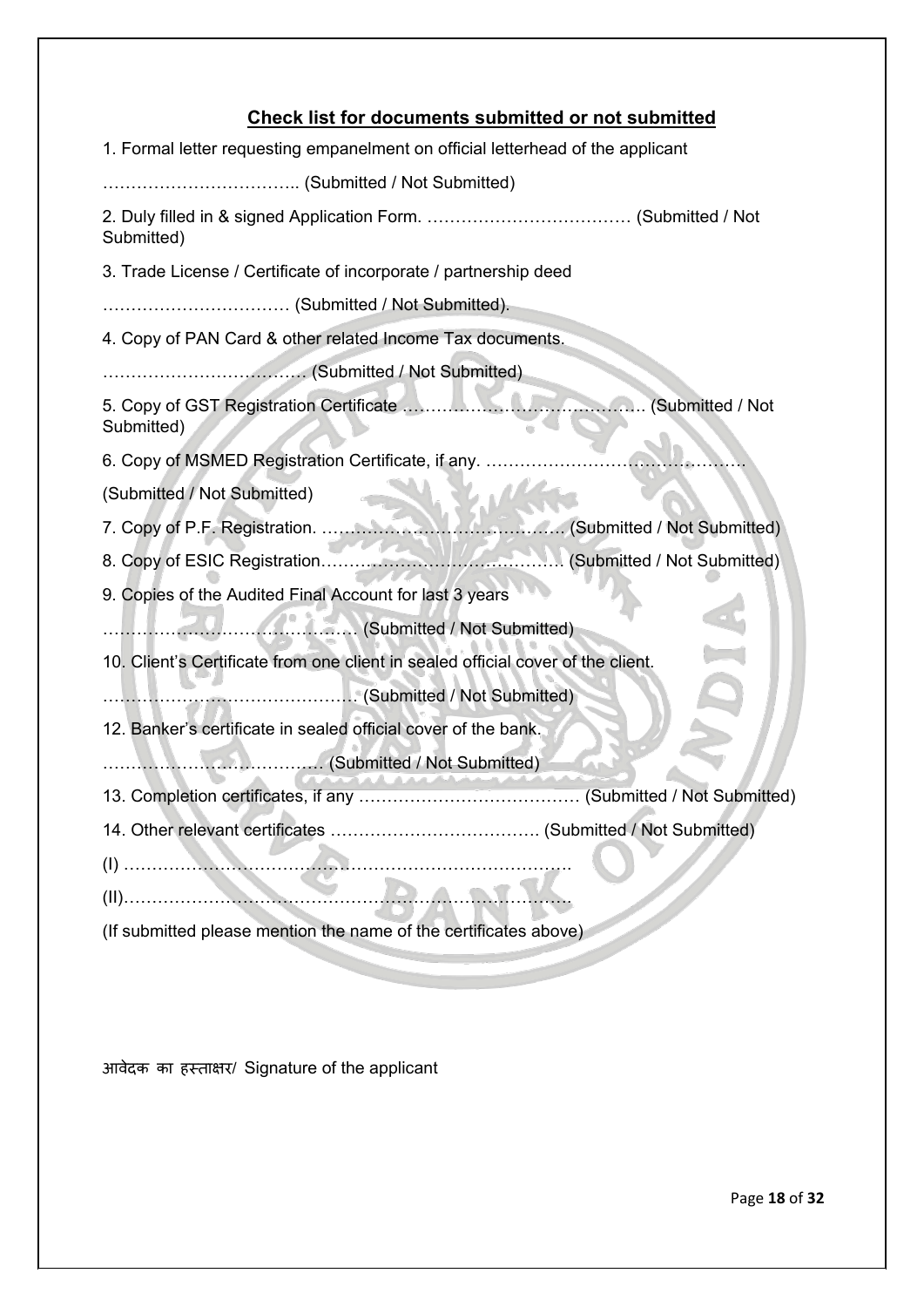## Check list for documents submitted or not submitted

1. Formal letter requesting empanelment on official letterhead of the applicant

…………………………….. (Submitted / Not Submitted)

2. Duly filled in & signed Application Form. ……………………………… (Submitted / Not Submitted)

3. Trade License / Certificate of incorporate / partnership deed

…………………………… (Submitted / Not Submitted).

4. Copy of PAN Card & other related Income Tax documents.

……………………………. (Submitted / Not Submitted)

5. Copy of GST Registration Certificate ……………………………………. (Submitted / Not Submitted)

6. Copy of MSMED Registration Certificate, if any. ……………………………………….

(Submitted / Not Submitted)

7. Copy of P.F. Registration. ……………………………………. (Submitted / Not Submitted)

8. Copy of ESIC Registration……………………………………. (Submitted / Not Submitted)

9. Copies of the Audited Final Account for last 3 years

……………………………………… (Submitted / Not Submitted)

10. Client's Certificate from one client in sealed official cover of the client.

……………………………………… (Submitted / Not Submitted)

12. Banker's certificate in sealed official cover of the bank.

………………………………. (Submitted / Not Submitted)

13. Completion certificates, if any ………………………………… (Submitted / Not Submitted)

14. Other relevant certificates ……………………………… (Submitted / Not Submitted)

(I) …………………………………………………………………….

(II)…………………………………………………………………….

(If submitted please mention the name of the certificates above)

आवेदक का हस्ताक्षर/ Signature of the applicant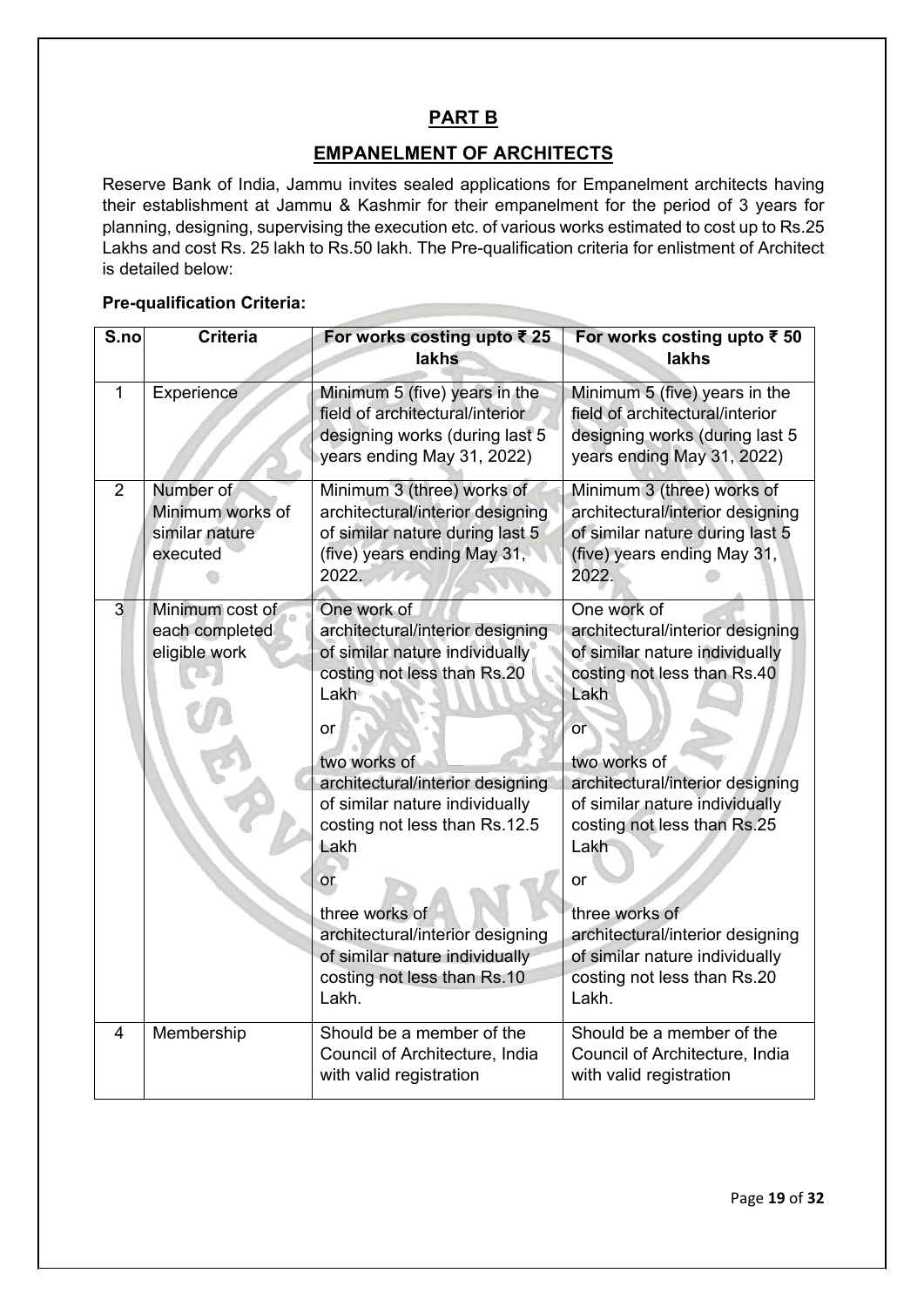# PART B

## EMPANELMENT OF ARCHITECTS

Reserve Bank of India, Jammu invites sealed applications for Empanelment architects having their establishment at Jammu & Kashmir for their empanelment for the period of 3 years for planning, designing, supervising the execution etc. of various works estimated to cost up to Rs.25 Lakhs and cost Rs. 25 lakh to Rs.50 lakh. The Pre-qualification criteria for enlistment of Architect is detailed below:

**Pre-qualification Criteria:**

| S.no | Criteria | For works costing upto ₹ 25 lakhs | For works costing upto ₹ 50 lakhs |
|---|---|---|---|
| 1 | Experience | Minimum 5 (five) years in the field of architectural/interior designing works (during last 5 years ending May 31, 2022) | Minimum 5 (five) years in the field of architectural/interior designing works (during last 5 years ending May 31, 2022) |
| 2 | Number of Minimum works of similar nature executed | Minimum 3 (three) works of architectural/interior designing of similar nature during last 5 (five) years ending May 31, 2022. | Minimum 3 (three) works of architectural/interior designing of similar nature during last 5 (five) years ending May 31, 2022. |
| 3 | Minimum cost of each completed eligible work | One work of architectural/interior designing of similar nature individually costing not less than Rs.20 Lakh<br><br>or<br><br>two works of architectural/interior designing of similar nature individually costing not less than Rs.12.5 Lakh<br><br>or<br><br>three works of architectural/interior designing of similar nature individually costing not less than Rs.10 Lakh. | One work of architectural/interior designing of similar nature individually costing not less than Rs.40 Lakh<br><br>or<br><br>two works of architectural/interior designing of similar nature individually costing not less than Rs.25 Lakh<br><br>or<br><br>three works of architectural/interior designing of similar nature individually costing not less than Rs.20 Lakh. |
| 4 | Membership | Should be a member of the Council of Architecture, India with valid registration | Should be a member of the Council of Architecture, India with valid registration |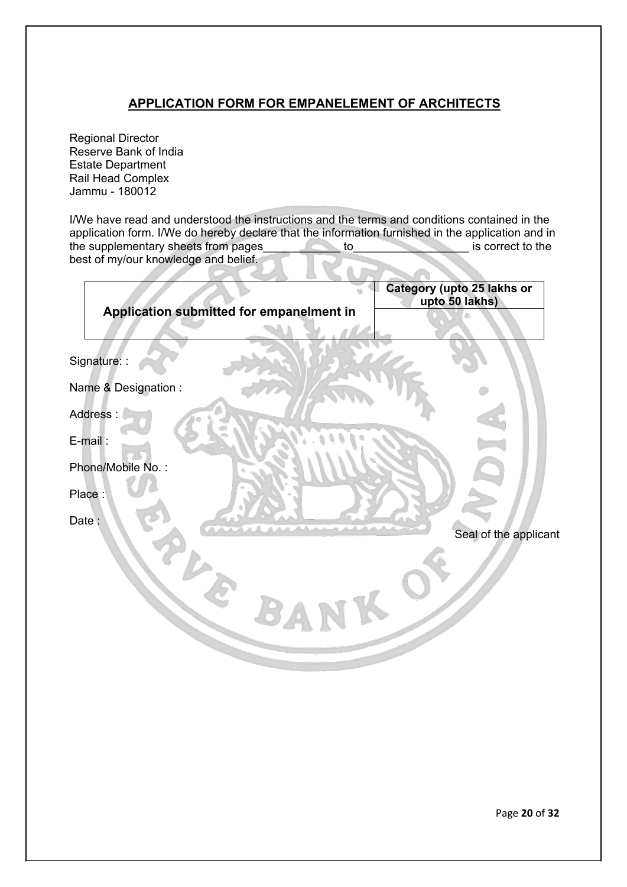## APPLICATION FORM FOR EMPANELEMENT OF ARCHITECTS

Regional Director
Reserve Bank of India
Estate Department
Rail Head Complex
Jammu - 180012

I/We have read and understood the instructions and the terms and conditions contained in the application form. I/We do hereby declare that the information furnished in the application and in the supplementary sheets from pages\_\_\_\_\_\_\_\_\_\_\_\_ to\_\_\_\_\_\_\_\_\_\_\_\_\_\_\_\_\_\_ is correct to the best of my/our knowledge and belief.

| Application submitted for empanelment in | Category (upto 25 lakhs or upto 50 lakhs) |
|---|---|
| | |

Signature: :

Name & Designation :

Address :

E-mail :

Phone/Mobile No. :

Place :

Date :

Seal of the applicant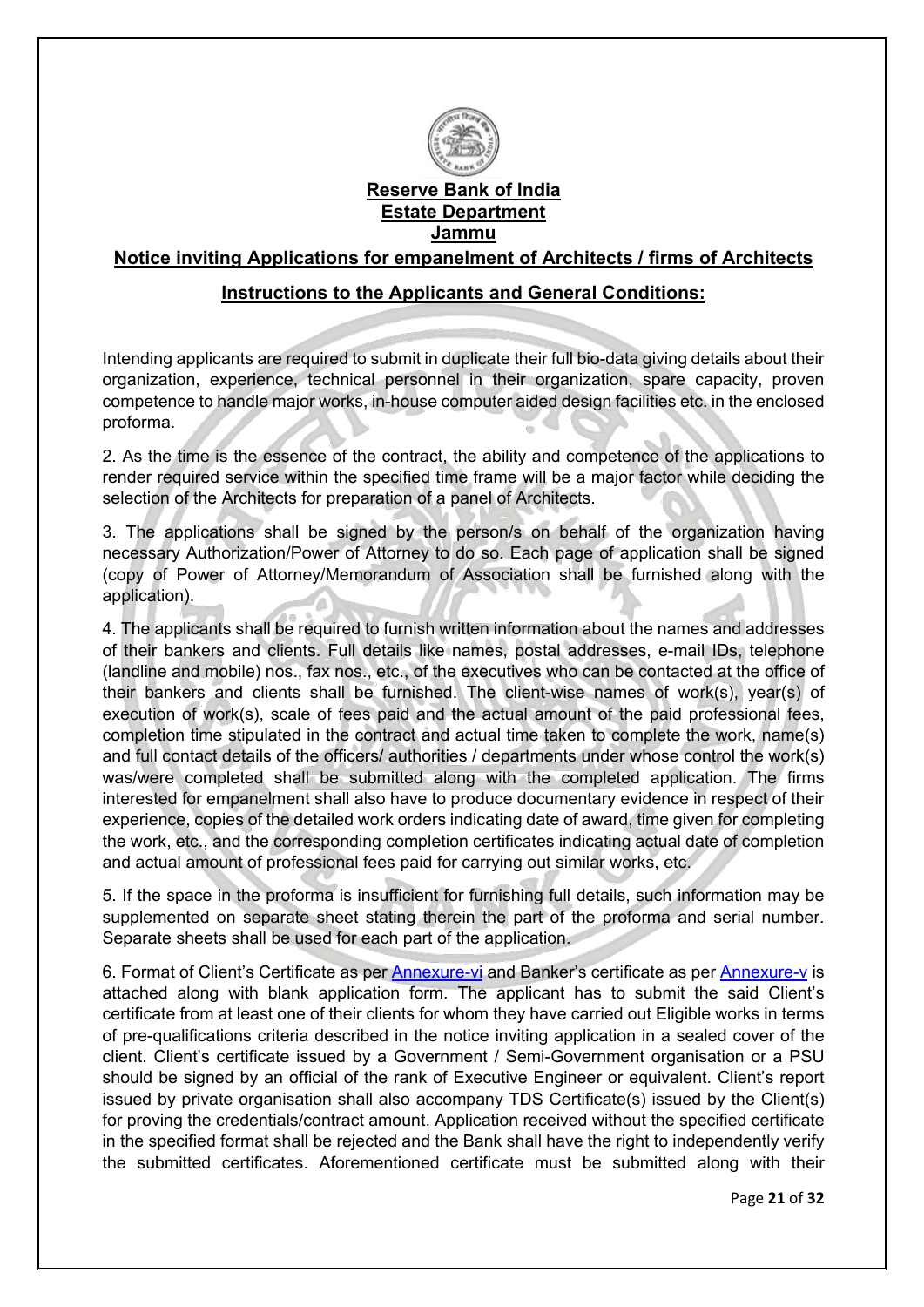**Reserve Bank of India**
**Estate Department**
**Jammu**

**Notice inviting Applications for empanelment of Architects / firms of Architects**

**Instructions to the Applicants and General Conditions:**

Intending applicants are required to submit in duplicate their full bio-data giving details about their organization, experience, technical personnel in their organization, spare capacity, proven competence to handle major works, in-house computer aided design facilities etc. in the enclosed proforma.

2. As the time is the essence of the contract, the ability and competence of the applications to render required service within the specified time frame will be a major factor while deciding the selection of the Architects for preparation of a panel of Architects.

3. The applications shall be signed by the person/s on behalf of the organization having necessary Authorization/Power of Attorney to do so. Each page of application shall be signed (copy of Power of Attorney/Memorandum of Association shall be furnished along with the application).

4. The applicants shall be required to furnish written information about the names and addresses of their bankers and clients. Full details like names, postal addresses, e-mail IDs, telephone (landline and mobile) nos., fax nos., etc., of the executives who can be contacted at the office of their bankers and clients shall be furnished. The client-wise names of work(s), year(s) of execution of work(s), scale of fees paid and the actual amount of the paid professional fees, completion time stipulated in the contract and actual time taken to complete the work, name(s) and full contact details of the officers/ authorities / departments under whose control the work(s) was/were completed shall be submitted along with the completed application. The firms interested for empanelment shall also have to produce documentary evidence in respect of their experience, copies of the detailed work orders indicating date of award, time given for completing the work, etc., and the corresponding completion certificates indicating actual date of completion and actual amount of professional fees paid for carrying out similar works, etc.

5. If the space in the proforma is insufficient for furnishing full details, such information may be supplemented on separate sheet stating therein the part of the proforma and serial number. Separate sheets shall be used for each part of the application.

6. Format of Client's Certificate as per Annexure-vi and Banker's certificate as per Annexure-v is attached along with blank application form. The applicant has to submit the said Client's certificate from at least one of their clients for whom they have carried out Eligible works in terms of pre-qualifications criteria described in the notice inviting application in a sealed cover of the client. Client's certificate issued by a Government / Semi-Government organisation or a PSU should be signed by an official of the rank of Executive Engineer or equivalent. Client's report issued by private organisation shall also accompany TDS Certificate(s) issued by the Client(s) for proving the credentials/contract amount. Application received without the specified certificate in the specified format shall be rejected and the Bank shall have the right to independently verify the submitted certificates. Aforementioned certificate must be submitted along with their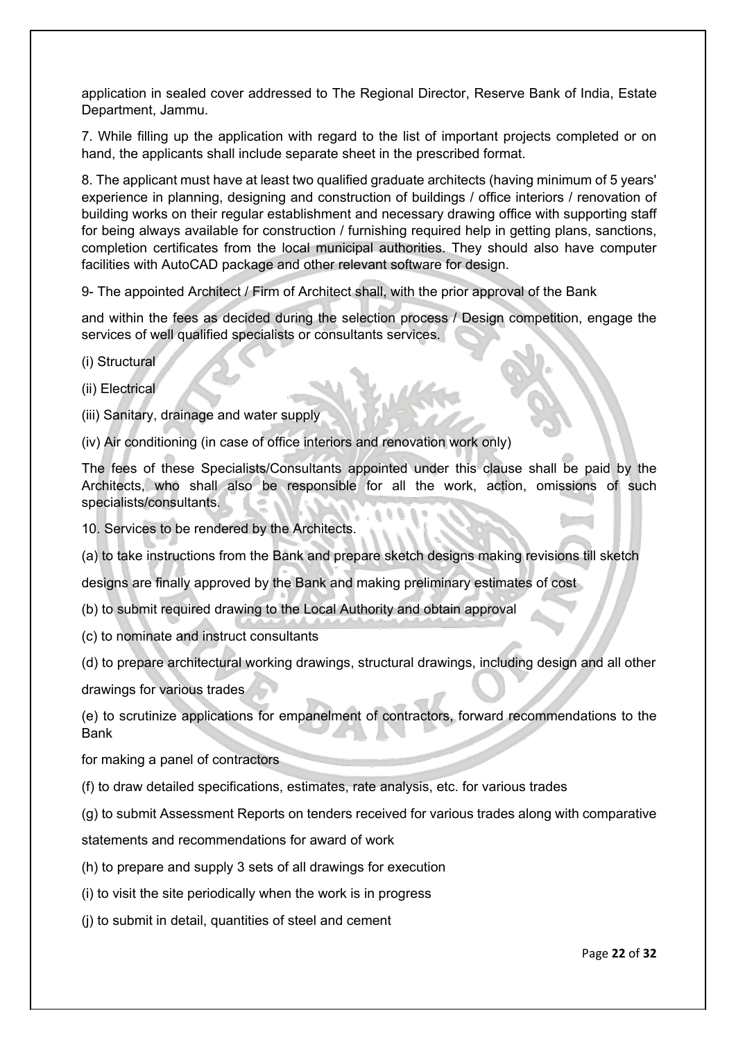application in sealed cover addressed to The Regional Director, Reserve Bank of India, Estate Department, Jammu.

7. While filling up the application with regard to the list of important projects completed or on hand, the applicants shall include separate sheet in the prescribed format.

8. The applicant must have at least two qualified graduate architects (having minimum of 5 years' experience in planning, designing and construction of buildings / office interiors / renovation of building works on their regular establishment and necessary drawing office with supporting staff for being always available for construction / furnishing required help in getting plans, sanctions, completion certificates from the local municipal authorities. They should also have computer facilities with AutoCAD package and other relevant software for design.

9- The appointed Architect / Firm of Architect shall, with the prior approval of the Bank

and within the fees as decided during the selection process / Design competition, engage the services of well qualified specialists or consultants services.

(i) Structural

(ii) Electrical

(iii) Sanitary, drainage and water supply

(iv) Air conditioning (in case of office interiors and renovation work only)

The fees of these Specialists/Consultants appointed under this clause shall be paid by the Architects, who shall also be responsible for all the work, action, omissions of such specialists/consultants.

10. Services to be rendered by the Architects.

(a) to take instructions from the Bank and prepare sketch designs making revisions till sketch

designs are finally approved by the Bank and making preliminary estimates of cost

(b) to submit required drawing to the Local Authority and obtain approval

(c) to nominate and instruct consultants

(d) to prepare architectural working drawings, structural drawings, including design and all other

drawings for various trades

(e) to scrutinize applications for empanelment of contractors, forward recommendations to the Bank

for making a panel of contractors

(f) to draw detailed specifications, estimates, rate analysis, etc. for various trades

(g) to submit Assessment Reports on tenders received for various trades along with comparative

statements and recommendations for award of work

(h) to prepare and supply 3 sets of all drawings for execution

(i) to visit the site periodically when the work is in progress

(j) to submit in detail, quantities of steel and cement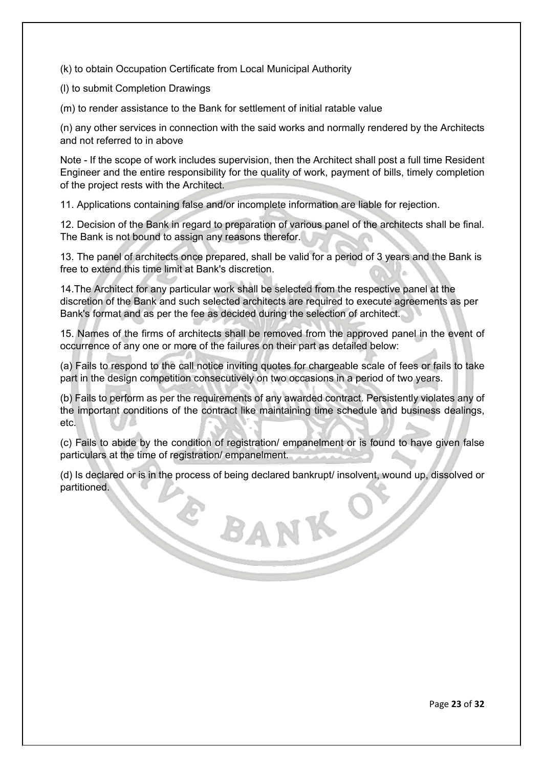(k) to obtain Occupation Certificate from Local Municipal Authority

(l) to submit Completion Drawings

(m) to render assistance to the Bank for settlement of initial ratable value

(n) any other services in connection with the said works and normally rendered by the Architects and not referred to in above

Note - If the scope of work includes supervision, then the Architect shall post a full time Resident Engineer and the entire responsibility for the quality of work, payment of bills, timely completion of the project rests with the Architect.

11. Applications containing false and/or incomplete information are liable for rejection.

12. Decision of the Bank in regard to preparation of various panel of the architects shall be final. The Bank is not bound to assign any reasons therefor.

13. The panel of architects once prepared, shall be valid for a period of 3 years and the Bank is free to extend this time limit at Bank's discretion.

14. The Architect for any particular work shall be selected from the respective panel at the discretion of the Bank and such selected architects are required to execute agreements as per Bank's format and as per the fee as decided during the selection of architect.

15. Names of the firms of architects shall be removed from the approved panel in the event of occurrence of any one or more of the failures on their part as detailed below:

(a) Fails to respond to the call notice inviting quotes for chargeable scale of fees or fails to take part in the design competition consecutively on two occasions in a period of two years.

(b) Fails to perform as per the requirements of any awarded contract. Persistently violates any of the important conditions of the contract like maintaining time schedule and business dealings, etc.

(c) Fails to abide by the condition of registration/ empanelment or is found to have given false particulars at the time of registration/ empanelment.

(d) Is declared or is in the process of being declared bankrupt/ insolvent, wound up, dissolved or partitioned.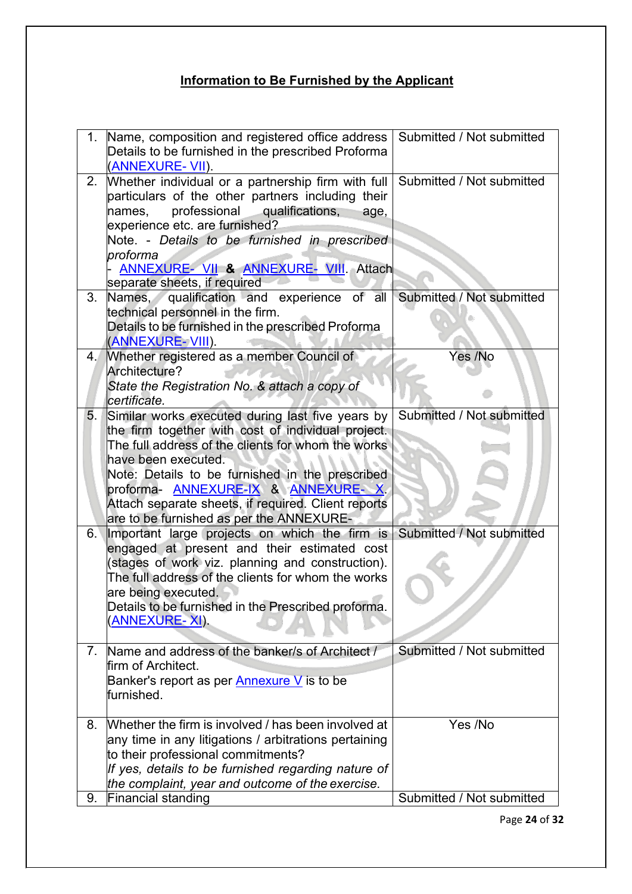## **Information to Be Furnished by the Applicant**

| | | |
|---|---|---|
| 1. | Name, composition and registered office address Details to be furnished in the prescribed Proforma (ANNEXURE- VII). | Submitted / Not submitted |
| 2. | Whether individual or a partnership firm with full particulars of the other partners including their names, professional qualifications, age, experience etc. are furnished?<br>Note. - *Details to be furnished in prescribed proforma*<br>- ANNEXURE- VII **&** ANNEXURE- VIII. Attach separate sheets, if required | Submitted / Not submitted |
| 3. | Names, qualification and experience of all technical personnel in the firm.<br>Details to be furnished in the prescribed Proforma (ANNEXURE- VIII). | Submitted / Not submitted |
| 4. | Whether registered as a member Council of Architecture?<br>*State the Registration No. & attach a copy of certificate.* | Yes /No |
| 5. | Similar works executed during last five years by the firm together with cost of individual project. The full address of the clients for whom the works have been executed.<br>Note: Details to be furnished in the prescribed proforma- ANNEXURE-IX & ANNEXURE- X. Attach separate sheets, if required. Client reports are to be furnished as per the ANNEXURE- | Submitted / Not submitted |
| 6. | Important large projects on which the firm is engaged at present and their estimated cost (stages of work viz. planning and construction). The full address of the clients for whom the works are being executed.<br>Details to be furnished in the Prescribed proforma. (ANNEXURE- XI). | Submitted / Not submitted |
| 7. | Name and address of the banker/s of Architect / firm of Architect.<br>Banker's report as per Annexure V is to be furnished. | Submitted / Not submitted |
| 8. | Whether the firm is involved / has been involved at any time in any litigations / arbitrations pertaining to their professional commitments?<br>*If yes, details to be furnished regarding nature of the complaint, year and outcome of the exercise.* | Yes /No |
| 9. | Financial standing | Submitted / Not submitted |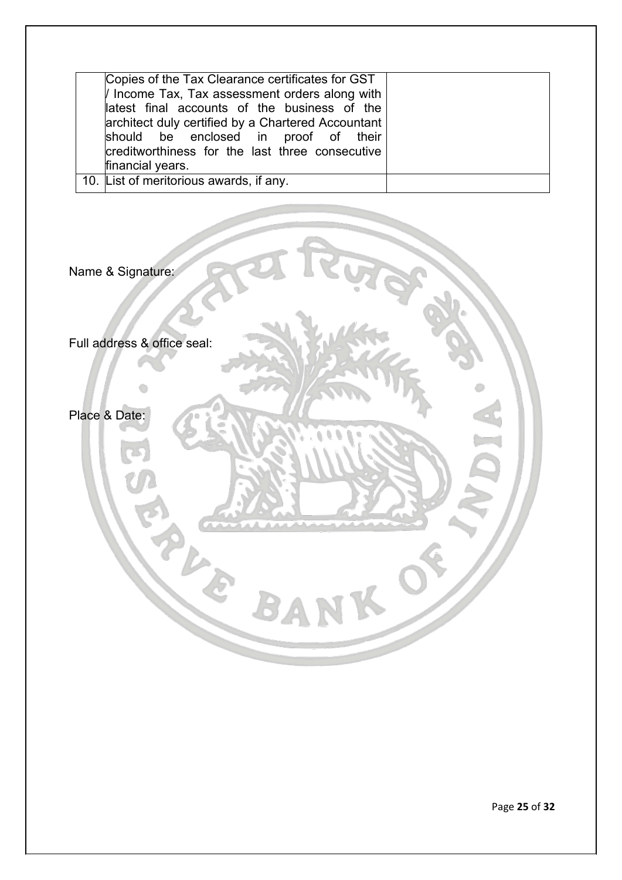|  | Copies of the Tax Clearance certificates for GST / Income Tax, Tax assessment orders along with latest final accounts of the business of the architect duly certified by a Chartered Accountant should be enclosed in proof of their creditworthiness for the last three consecutive financial years. |  |
|---|---|---|
| 10. | List of meritorious awards, if any. |  |

Name & Signature:

Full address & office seal:

Place & Date: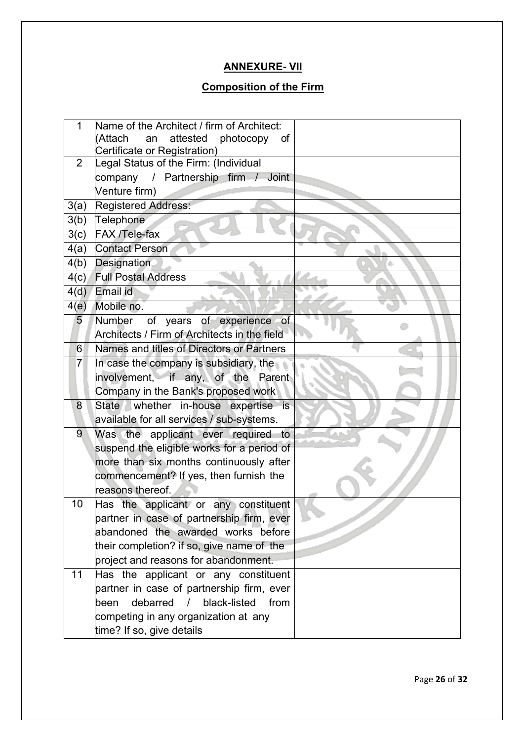## ANNEXURE- VII

## Composition of the Firm

| | | |
|---|---|---|
| 1 | Name of the Architect / firm of Architect: (Attach an attested photocopy of Certificate or Registration) | |
| 2 | Legal Status of the Firm: (Individual company / Partnership firm / Joint Venture firm) | |
| 3(a) | Registered Address: | |
| 3(b) | Telephone | |
| 3(c) | FAX /Tele-fax | |
| 4(a) | Contact Person | |
| 4(b) | Designation | |
| 4(c) | Full Postal Address | |
| 4(d) | Email id | |
| 4(e) | Mobile no. | |
| 5 | Number of years of experience of Architects / Firm of Architects in the field | |
| 6 | Names and titles of Directors or Partners | |
| 7 | In case the company is subsidiary, the involvement, if any, of the Parent Company in the Bank's proposed work | |
| 8 | State whether in-house expertise is available for all services / sub-systems. | |
| 9 | Was the applicant ever required to suspend the eligible works for a period of more than six months continuously after commencement? If yes, then furnish the reasons thereof. | |
| 10 | Has the applicant or any constituent partner in case of partnership firm, ever abandoned the awarded works before their completion? if so, give name of the project and reasons for abandonment. | |
| 11 | Has the applicant or any constituent partner in case of partnership firm, ever been debarred / black-listed from competing in any organization at any time? If so, give details | |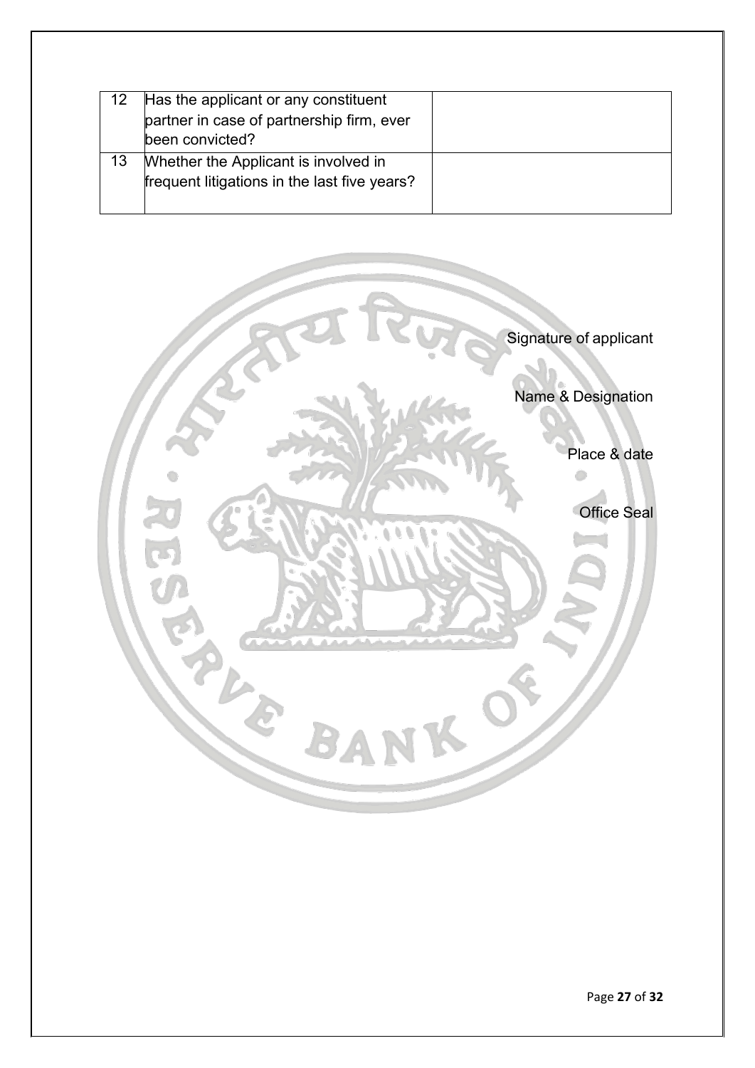| 12 | Has the applicant or any constituent partner in case of partnership firm, ever been convicted? | |
|---|---|---|
| 13 | Whether the Applicant is involved in frequent litigations in the last five years? | |

Signature of applicant

Name & Designation

Place & date

Office Seal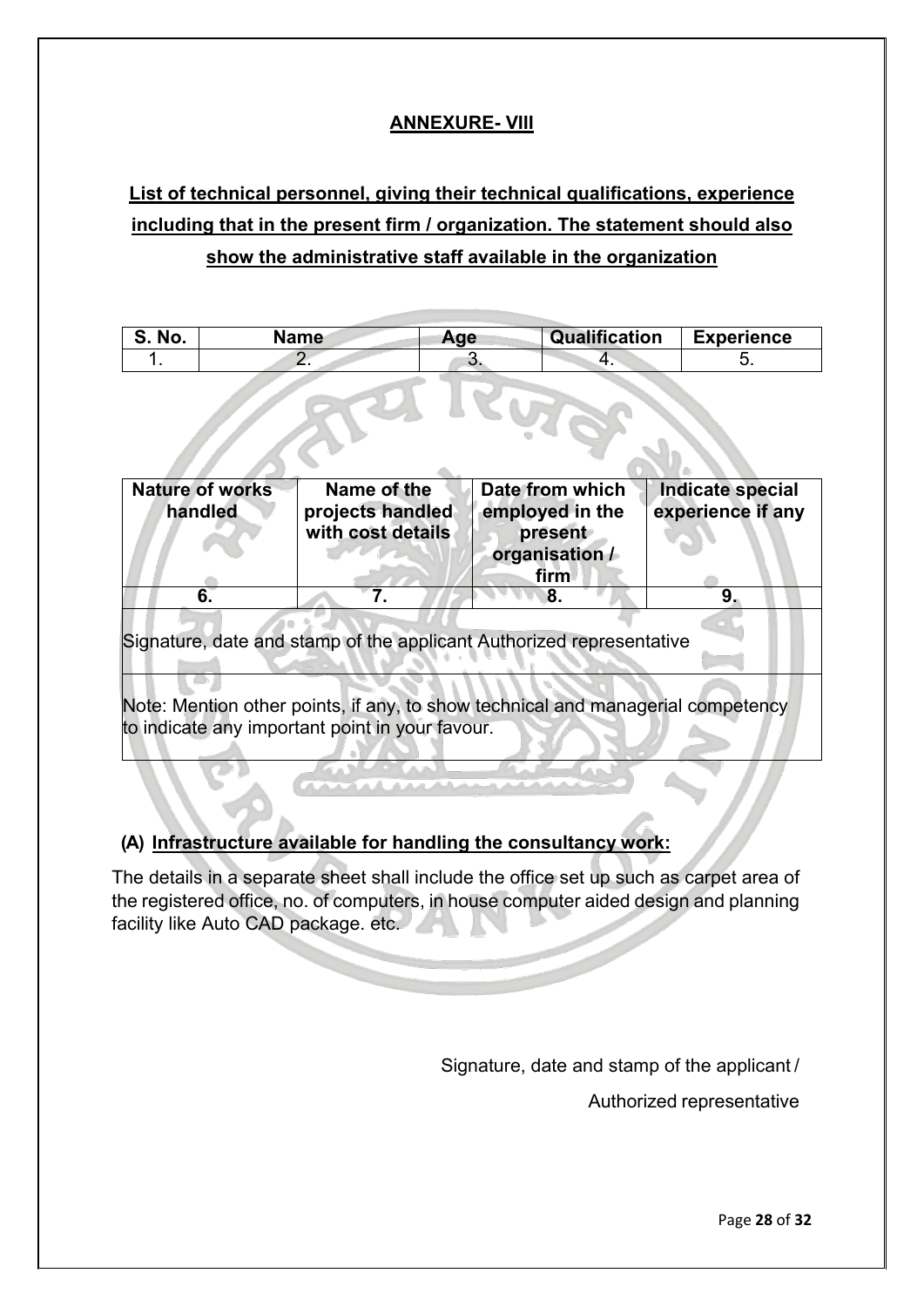## ANNEXURE- VIII

**List of technical personnel, giving their technical qualifications, experience including that in the present firm / organization. The statement should also show the administrative staff available in the organization**

| S. No. | Name | Age | Qualification | Experience |
|---|---|---|---|---|
| 1. | 2. | 3. | 4. | 5. |

| Nature of works handled | Name of the projects handled with cost details | Date from which employed in the present organisation / firm | Indicate special experience if any |
|---|---|---|---|
| 6. | 7. | 8. | 9. |
| Signature, date and stamp of the applicant Authorized representative | | | |
| Note: Mention other points, if any, to show technical and managerial competency to indicate any important point in your favour. | | | |

**(A) Infrastructure available for handling the consultancy work:**

The details in a separate sheet shall include the office set up such as carpet area of the registered office, no. of computers, in house computer aided design and planning facility like Auto CAD package. etc.

Signature, date and stamp of the applicant /

Authorized representative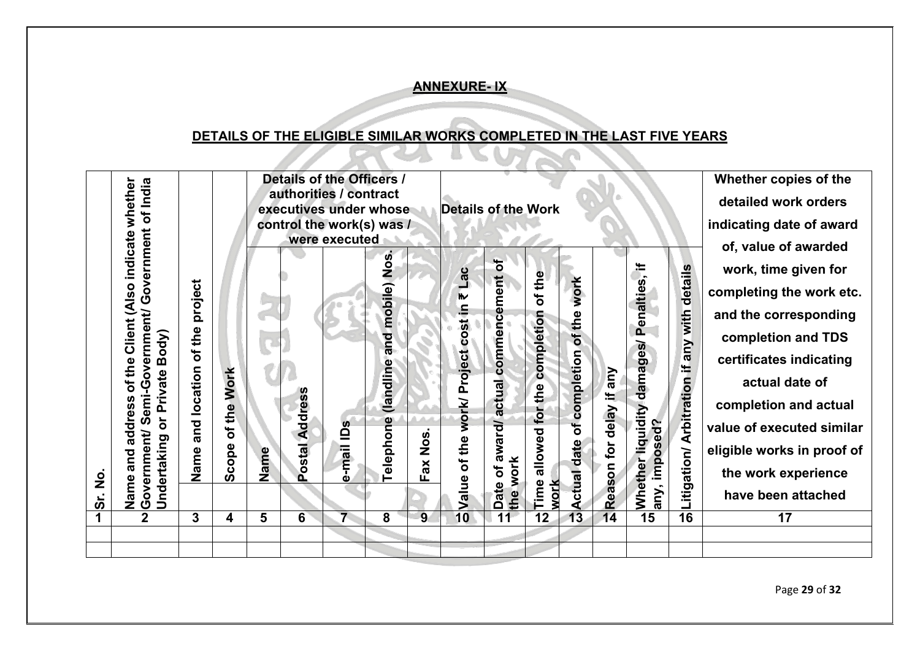## ANNEXURE- IX

## DETAILS OF THE ELIGIBLE SIMILAR WORKS COMPLETED IN THE LAST FIVE YEARS

| Sr. No. | Name and address of the Client (Also indicate whether Government/ Semi-Government/ Government of India Undertaking or Private Body) | Name and location of the project | Scope of the Work | Details of the Officers / authorities / contract executives under whose control the work(s) was / were executed | | | | | Details of the Work | | | | | | | Whether copies of the detailed work orders indicating date of award of, value of awarded work, time given for completing the work etc. and the corresponding completion and TDS certificates indicating actual date of completion and actual value of executed similar eligible works in proof of the work experience have been attached |
|---|---|---|---|---|---|---|---|---|---|---|---|---|---|---|---|---|
| | | | | Name | Postal Address | e-mail IDs | Telephone (landline and mobile) Nos. | Fax Nos. | Value of the work/ Project cost in ₹ Lac | Date of award/ actual commencement of the work | Time allowed for the completion of the work | Actual date of completion of the work | Reason for delay if any | Whether liquidity damages/ Penalties, if any, imposed? | Litigation/ Arbitration if any with details | |
| 1 | 2 | 3 | 4 | 5 | 6 | 7 | 8 | 9 | 10 | 11 | 12 | 13 | 14 | 15 | 16 | 17 |
| | | | | | | | | | | | | | | | | |
| | | | | | | | | | | | | | | | | |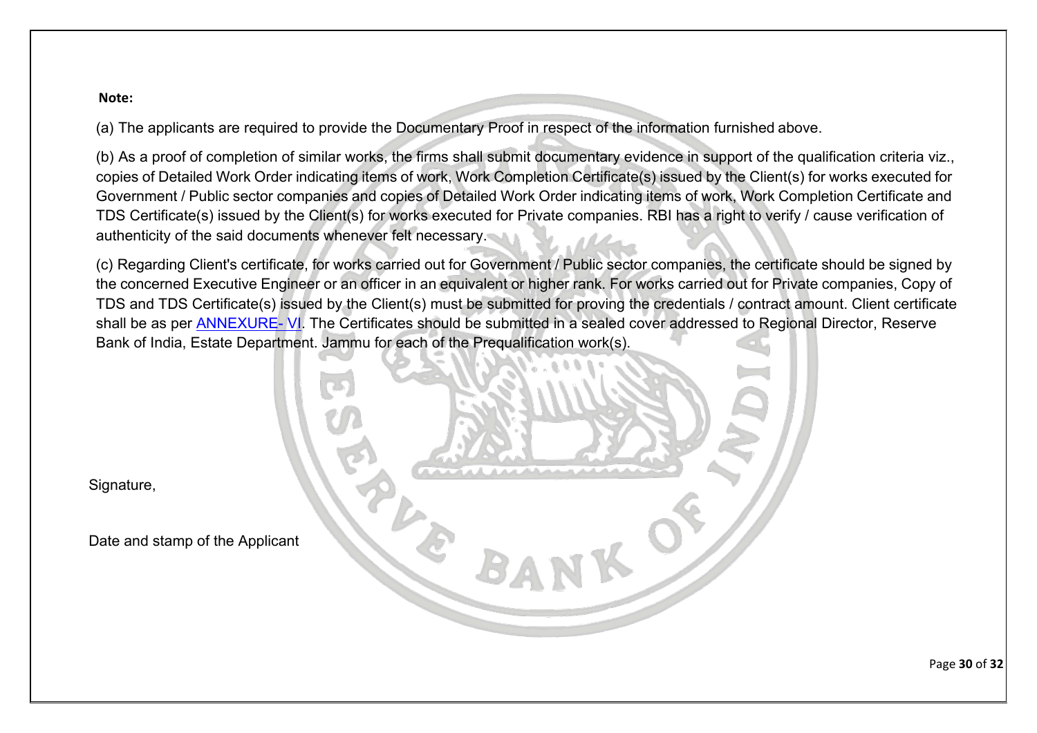**Note:**

(a) The applicants are required to provide the Documentary Proof in respect of the information furnished above.

(b) As a proof of completion of similar works, the firms shall submit documentary evidence in support of the qualification criteria viz., copies of Detailed Work Order indicating items of work, Work Completion Certificate(s) issued by the Client(s) for works executed for Government / Public sector companies and copies of Detailed Work Order indicating items of work, Work Completion Certificate and TDS Certificate(s) issued by the Client(s) for works executed for Private companies. RBI has a right to verify / cause verification of authenticity of the said documents whenever felt necessary.

(c) Regarding Client's certificate, for works carried out for Government / Public sector companies, the certificate should be signed by the concerned Executive Engineer or an officer in an equivalent or higher rank. For works carried out for Private companies, Copy of TDS and TDS Certificate(s) issued by the Client(s) must be submitted for proving the credentials / contract amount. Client certificate shall be as per ANNEXURE- VI. The Certificates should be submitted in a sealed cover addressed to Regional Director, Reserve Bank of India, Estate Department. Jammu for each of the Prequalification work(s).

Signature,

Date and stamp of the Applicant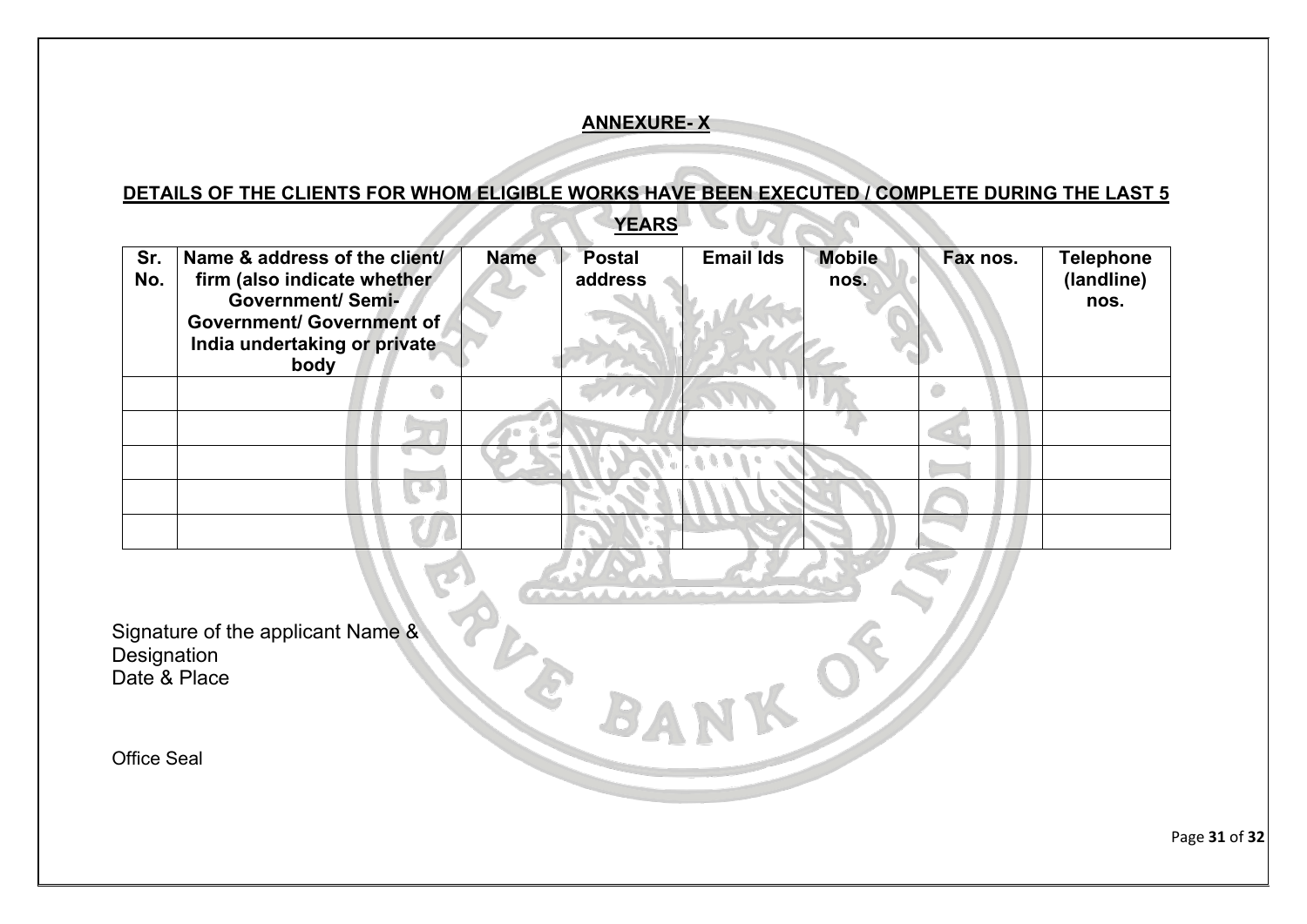## ANNEXURE- X

### DETAILS OF THE CLIENTS FOR WHOM ELIGIBLE WORKS HAVE BEEN EXECUTED / COMPLETE DURING THE LAST 5 YEARS

| Sr. No. | Name & address of the client/ firm (also indicate whether Government/ Semi-Government/ Government of India undertaking or private body | Name | Postal address | Email Ids | Mobile nos. | Fax nos. | Telephone (landline) nos. |
|---|---|---|---|---|---|---|---|
| | | | | | | | |
| | | | | | | | |
| | | | | | | | |
| | | | | | | | |
| | | | | | | | |

Signature of the applicant Name &
Designation
Date & Place

Office Seal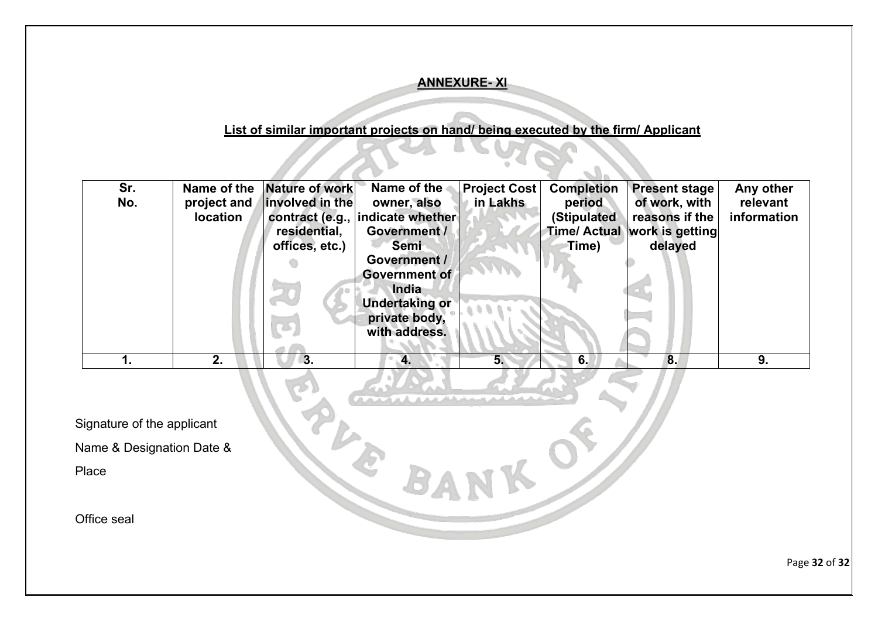## ANNEXURE- XI

### List of similar important projects on hand/ being executed by the firm/ Applicant

| Sr. No. | Name of the project and location | Nature of work involved in the contract (e.g., residential, offices, etc.) | Name of the owner, also indicate whether Government / Semi Government / Government of India Undertaking or private body, with address. | Project Cost in Lakhs | Completion period (Stipulated Time/ Actual Time) | Present stage of work, with reasons if the work is getting delayed | Any other relevant information |
|---|---|---|---|---|---|---|---|
| 1. | 2. | 3. | 4. | 5. | 6. | 8. | 9. |

Signature of the applicant

Name & Designation Date &

Place

Office seal